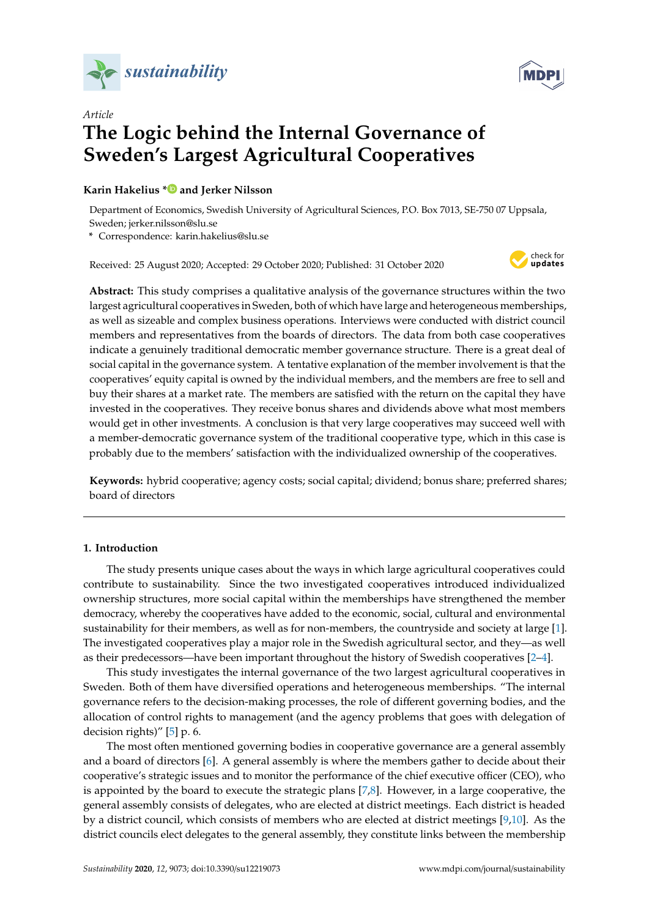*Article*

# The Logic behind the Internal Governance of Sweden's Largest Agricultural Cooperatives

**Karin Hakelius \* and Jerker Nilsson**

Department of Economics, Swedish University of Agricultural Sciences, P.O. Box 7013, SE-750 07 Uppsala, Sweden; jerker.nilsson@slu.se

\* Correspondence: karin.hakelius@slu.se

Received: 25 August 2020; Accepted: 29 October 2020; Published: 31 October 2020

**Abstract:** This study comprises a qualitative analysis of the governance structures within the two largest agricultural cooperatives in Sweden, both of which have large and heterogeneous memberships, as well as sizeable and complex business operations. Interviews were conducted with district council members and representatives from the boards of directors. The data from both case cooperatives indicate a genuinely traditional democratic member governance structure. There is a great deal of social capital in the governance system. A tentative explanation of the member involvement is that the cooperatives' equity capital is owned by the individual members, and the members are free to sell and buy their shares at a market rate. The members are satisfied with the return on the capital they have invested in the cooperatives. They receive bonus shares and dividends above what most members would get in other investments. A conclusion is that very large cooperatives may succeed well with a member-democratic governance system of the traditional cooperative type, which in this case is probably due to the members' satisfaction with the individualized ownership of the cooperatives.

**Keywords:** hybrid cooperative; agency costs; social capital; dividend; bonus share; preferred shares; board of directors

## 1. Introduction

The study presents unique cases about the ways in which large agricultural cooperatives could contribute to sustainability. Since the two investigated cooperatives introduced individualized ownership structures, more social capital within the memberships have strengthened the member democracy, whereby the cooperatives have added to the economic, social, cultural and environmental sustainability for their members, as well as for non-members, the countryside and society at large [1]. The investigated cooperatives play a major role in the Swedish agricultural sector, and they—as well as their predecessors—have been important throughout the history of Swedish cooperatives [2–4].

This study investigates the internal governance of the two largest agricultural cooperatives in Sweden. Both of them have diversified operations and heterogeneous memberships. "The internal governance refers to the decision-making processes, the role of different governing bodies, and the allocation of control rights to management (and the agency problems that goes with delegation of decision rights)" [5] p. 6.

The most often mentioned governing bodies in cooperative governance are a general assembly and a board of directors [6]. A general assembly is where the members gather to decide about their cooperative's strategic issues and to monitor the performance of the chief executive officer (CEO), who is appointed by the board to execute the strategic plans [7,8]. However, in a large cooperative, the general assembly consists of delegates, who are elected at district meetings. Each district is headed by a district council, which consists of members who are elected at district meetings [9,10]. As the district councils elect delegates to the general assembly, they constitute links between the membership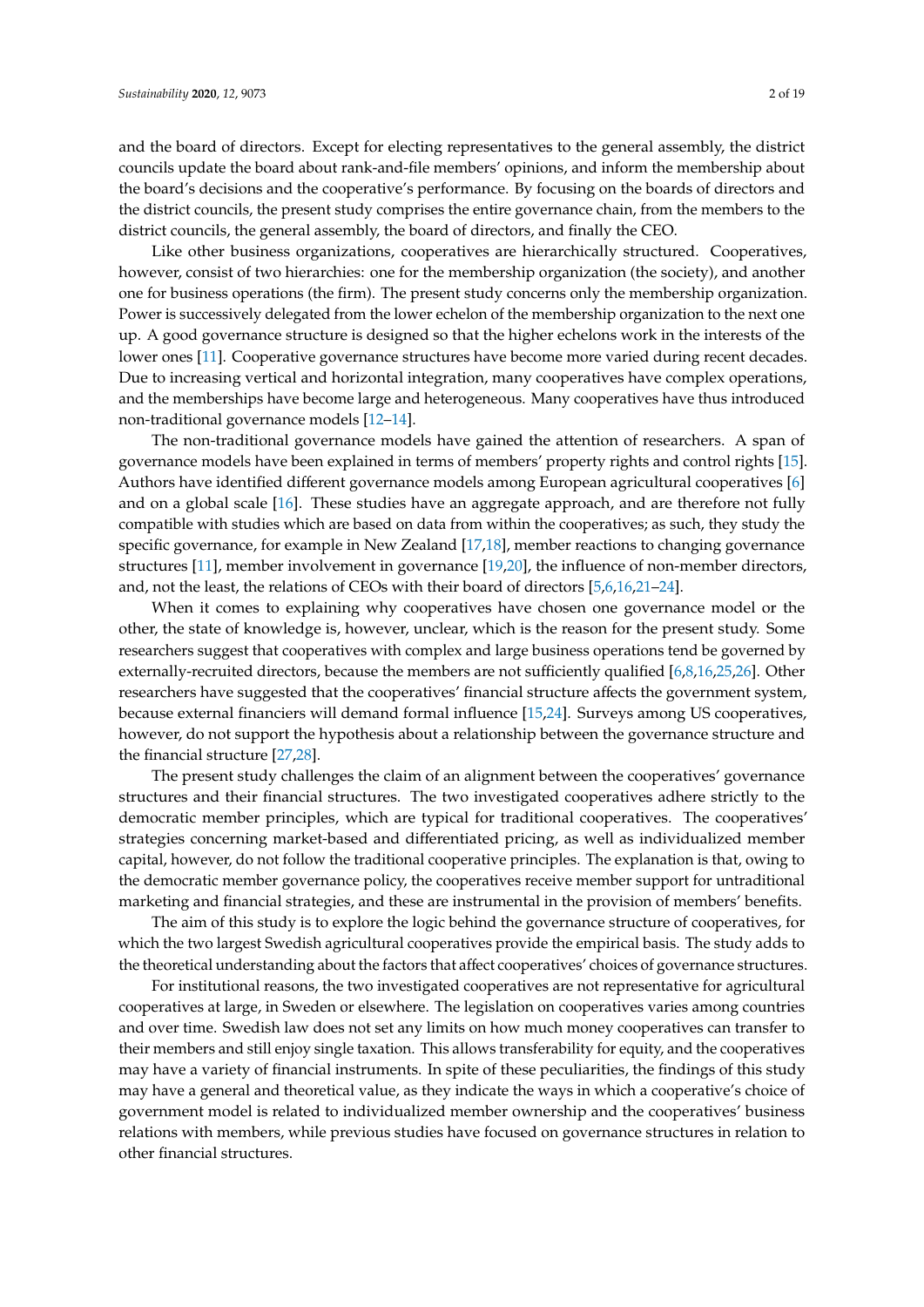and the board of directors. Except for electing representatives to the general assembly, the district councils update the board about rank-and-file members' opinions, and inform the membership about the board's decisions and the cooperative's performance. By focusing on the boards of directors and the district councils, the present study comprises the entire governance chain, from the members to the district councils, the general assembly, the board of directors, and finally the CEO.

Like other business organizations, cooperatives are hierarchically structured. Cooperatives, however, consist of two hierarchies: one for the membership organization (the society), and another one for business operations (the firm). The present study concerns only the membership organization. Power is successively delegated from the lower echelon of the membership organization to the next one up. A good governance structure is designed so that the higher echelons work in the interests of the lower ones [11]. Cooperative governance structures have become more varied during recent decades. Due to increasing vertical and horizontal integration, many cooperatives have complex operations, and the memberships have become large and heterogeneous. Many cooperatives have thus introduced non-traditional governance models [12–14].

The non-traditional governance models have gained the attention of researchers. A span of governance models have been explained in terms of members' property rights and control rights [15]. Authors have identified different governance models among European agricultural cooperatives [6] and on a global scale [16]. These studies have an aggregate approach, and are therefore not fully compatible with studies which are based on data from within the cooperatives; as such, they study the specific governance, for example in New Zealand [17,18], member reactions to changing governance structures [11], member involvement in governance [19,20], the influence of non-member directors, and, not the least, the relations of CEOs with their board of directors [5,6,16,21–24].

When it comes to explaining why cooperatives have chosen one governance model or the other, the state of knowledge is, however, unclear, which is the reason for the present study. Some researchers suggest that cooperatives with complex and large business operations tend be governed by externally-recruited directors, because the members are not sufficiently qualified [6,8,16,25,26]. Other researchers have suggested that the cooperatives' financial structure affects the government system, because external financiers will demand formal influence [15,24]. Surveys among US cooperatives, however, do not support the hypothesis about a relationship between the governance structure and the financial structure [27,28].

The present study challenges the claim of an alignment between the cooperatives' governance structures and their financial structures. The two investigated cooperatives adhere strictly to the democratic member principles, which are typical for traditional cooperatives. The cooperatives' strategies concerning market-based and differentiated pricing, as well as individualized member capital, however, do not follow the traditional cooperative principles. The explanation is that, owing to the democratic member governance policy, the cooperatives receive member support for untraditional marketing and financial strategies, and these are instrumental in the provision of members' benefits.

The aim of this study is to explore the logic behind the governance structure of cooperatives, for which the two largest Swedish agricultural cooperatives provide the empirical basis. The study adds to the theoretical understanding about the factors that affect cooperatives' choices of governance structures.

For institutional reasons, the two investigated cooperatives are not representative for agricultural cooperatives at large, in Sweden or elsewhere. The legislation on cooperatives varies among countries and over time. Swedish law does not set any limits on how much money cooperatives can transfer to their members and still enjoy single taxation. This allows transferability for equity, and the cooperatives may have a variety of financial instruments. In spite of these peculiarities, the findings of this study may have a general and theoretical value, as they indicate the ways in which a cooperative's choice of government model is related to individualized member ownership and the cooperatives' business relations with members, while previous studies have focused on governance structures in relation to other financial structures.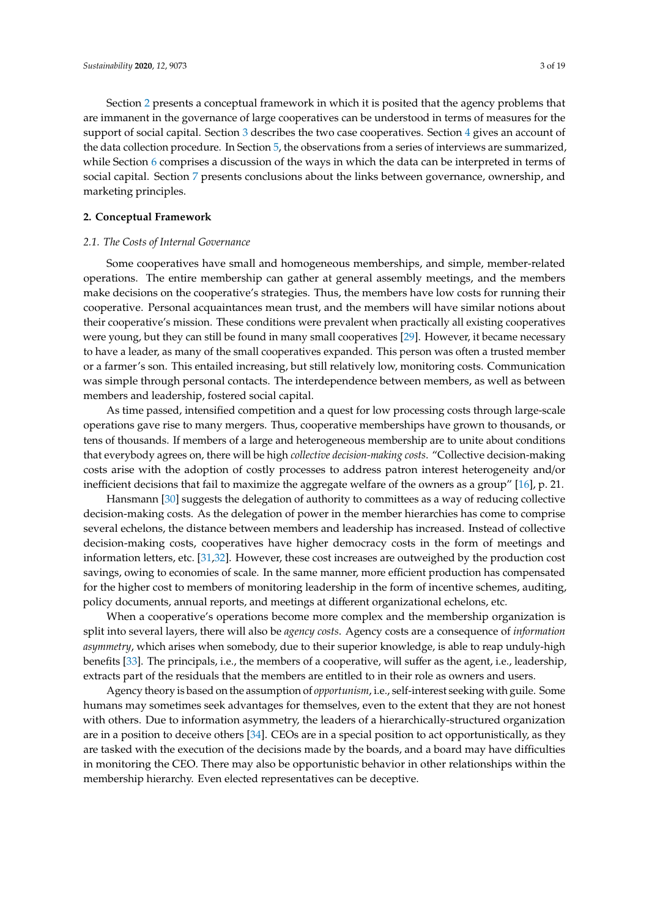Section 2 presents a conceptual framework in which it is posited that the agency problems that are immanent in the governance of large cooperatives can be understood in terms of measures for the support of social capital. Section 3 describes the two case cooperatives. Section 4 gives an account of the data collection procedure. In Section 5, the observations from a series of interviews are summarized, while Section 6 comprises a discussion of the ways in which the data can be interpreted in terms of social capital. Section 7 presents conclusions about the links between governance, ownership, and marketing principles.

## 2. Conceptual Framework

### 2.1. The Costs of Internal Governance

Some cooperatives have small and homogeneous memberships, and simple, member-related operations. The entire membership can gather at general assembly meetings, and the members make decisions on the cooperative's strategies. Thus, the members have low costs for running their cooperative. Personal acquaintances mean trust, and the members will have similar notions about their cooperative's mission. These conditions were prevalent when practically all existing cooperatives were young, but they can still be found in many small cooperatives [29]. However, it became necessary to have a leader, as many of the small cooperatives expanded. This person was often a trusted member or a farmer's son. This entailed increasing, but still relatively low, monitoring costs. Communication was simple through personal contacts. The interdependence between members, as well as between members and leadership, fostered social capital.

As time passed, intensified competition and a quest for low processing costs through large-scale operations gave rise to many mergers. Thus, cooperative memberships have grown to thousands, or tens of thousands. If members of a large and heterogeneous membership are to unite about conditions that everybody agrees on, there will be high *collective decision-making costs*. "Collective decision-making costs arise with the adoption of costly processes to address patron interest heterogeneity and/or inefficient decisions that fail to maximize the aggregate welfare of the owners as a group" [16], p. 21.

Hansmann [30] suggests the delegation of authority to committees as a way of reducing collective decision-making costs. As the delegation of power in the member hierarchies has come to comprise several echelons, the distance between members and leadership has increased. Instead of collective decision-making costs, cooperatives have higher democracy costs in the form of meetings and information letters, etc. [31,32]. However, these cost increases are outweighed by the production cost savings, owing to economies of scale. In the same manner, more efficient production has compensated for the higher cost to members of monitoring leadership in the form of incentive schemes, auditing, policy documents, annual reports, and meetings at different organizational echelons, etc.

When a cooperative's operations become more complex and the membership organization is split into several layers, there will also be *agency costs*. Agency costs are a consequence of *information asymmetry*, which arises when somebody, due to their superior knowledge, is able to reap unduly-high benefits [33]. The principals, i.e., the members of a cooperative, will suffer as the agent, i.e., leadership, extracts part of the residuals that the members are entitled to in their role as owners and users.

Agency theory is based on the assumption of *opportunism*, i.e., self-interest seeking with guile. Some humans may sometimes seek advantages for themselves, even to the extent that they are not honest with others. Due to information asymmetry, the leaders of a hierarchically-structured organization are in a position to deceive others [34]. CEOs are in a special position to act opportunistically, as they are tasked with the execution of the decisions made by the boards, and a board may have difficulties in monitoring the CEO. There may also be opportunistic behavior in other relationships within the membership hierarchy. Even elected representatives can be deceptive.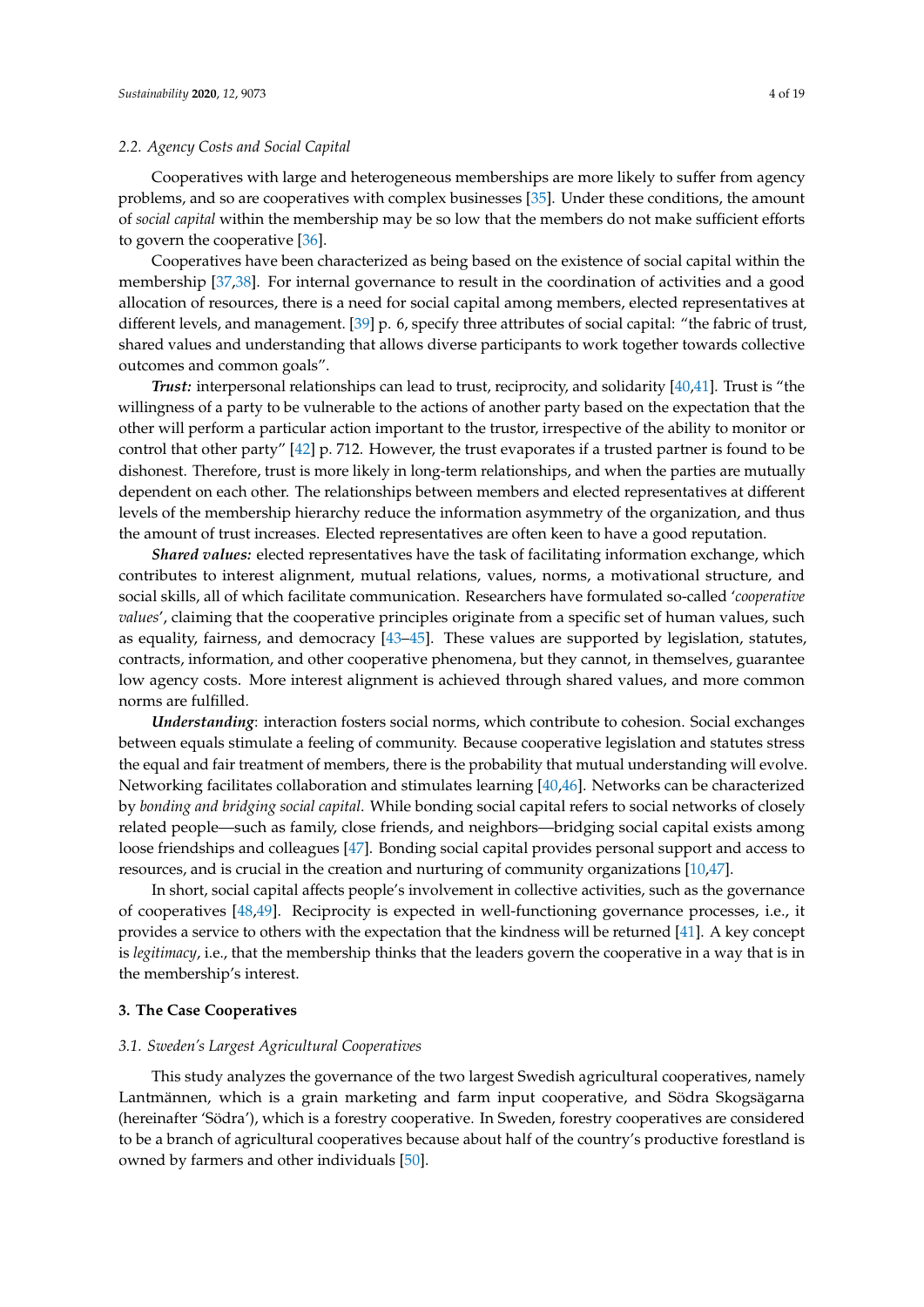### 2.2. Agency Costs and Social Capital

Cooperatives with large and heterogeneous memberships are more likely to suffer from agency problems, and so are cooperatives with complex businesses [35]. Under these conditions, the amount of *social capital* within the membership may be so low that the members do not make sufficient efforts to govern the cooperative [36].

Cooperatives have been characterized as being based on the existence of social capital within the membership [37,38]. For internal governance to result in the coordination of activities and a good allocation of resources, there is a need for social capital among members, elected representatives at different levels, and management. [39] p. 6, specify three attributes of social capital: "the fabric of trust, shared values and understanding that allows diverse participants to work together towards collective outcomes and common goals".

***Trust:*** interpersonal relationships can lead to trust, reciprocity, and solidarity [40,41]. Trust is "the willingness of a party to be vulnerable to the actions of another party based on the expectation that the other will perform a particular action important to the trustor, irrespective of the ability to monitor or control that other party" [42] p. 712. However, the trust evaporates if a trusted partner is found to be dishonest. Therefore, trust is more likely in long-term relationships, and when the parties are mutually dependent on each other. The relationships between members and elected representatives at different levels of the membership hierarchy reduce the information asymmetry of the organization, and thus the amount of trust increases. Elected representatives are often keen to have a good reputation.

***Shared values:*** elected representatives have the task of facilitating information exchange, which contributes to interest alignment, mutual relations, values, norms, a motivational structure, and social skills, all of which facilitate communication. Researchers have formulated so-called '*cooperative values*', claiming that the cooperative principles originate from a specific set of human values, such as equality, fairness, and democracy [43–45]. These values are supported by legislation, statutes, contracts, information, and other cooperative phenomena, but they cannot, in themselves, guarantee low agency costs. More interest alignment is achieved through shared values, and more common norms are fulfilled.

***Understanding***: interaction fosters social norms, which contribute to cohesion. Social exchanges between equals stimulate a feeling of community. Because cooperative legislation and statutes stress the equal and fair treatment of members, there is the probability that mutual understanding will evolve. Networking facilitates collaboration and stimulates learning [40,46]. Networks can be characterized by *bonding and bridging social capital*. While bonding social capital refers to social networks of closely related people—such as family, close friends, and neighbors—bridging social capital exists among loose friendships and colleagues [47]. Bonding social capital provides personal support and access to resources, and is crucial in the creation and nurturing of community organizations [10,47].

In short, social capital affects people's involvement in collective activities, such as the governance of cooperatives [48,49]. Reciprocity is expected in well-functioning governance processes, i.e., it provides a service to others with the expectation that the kindness will be returned [41]. A key concept is *legitimacy*, i.e., that the membership thinks that the leaders govern the cooperative in a way that is in the membership's interest.

## 3. The Case Cooperatives

### 3.1. Sweden's Largest Agricultural Cooperatives

This study analyzes the governance of the two largest Swedish agricultural cooperatives, namely Lantmännen, which is a grain marketing and farm input cooperative, and Södra Skogsägarna (hereinafter 'Södra'), which is a forestry cooperative. In Sweden, forestry cooperatives are considered to be a branch of agricultural cooperatives because about half of the country's productive forestland is owned by farmers and other individuals [50].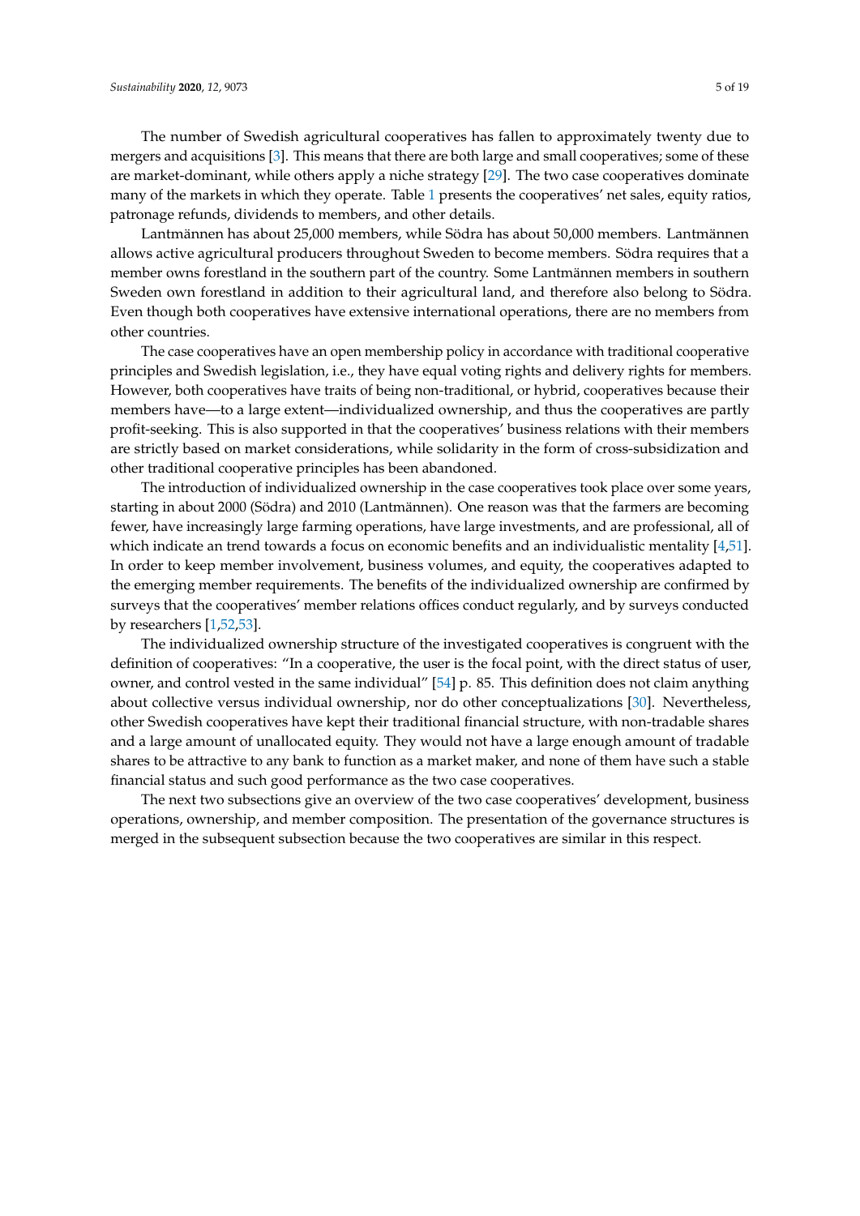The number of Swedish agricultural cooperatives has fallen to approximately twenty due to mergers and acquisitions [3]. This means that there are both large and small cooperatives; some of these are market-dominant, while others apply a niche strategy [29]. The two case cooperatives dominate many of the markets in which they operate. Table 1 presents the cooperatives' net sales, equity ratios, patronage refunds, dividends to members, and other details.

Lantmännen has about 25,000 members, while Södra has about 50,000 members. Lantmännen allows active agricultural producers throughout Sweden to become members. Södra requires that a member owns forestland in the southern part of the country. Some Lantmännen members in southern Sweden own forestland in addition to their agricultural land, and therefore also belong to Södra. Even though both cooperatives have extensive international operations, there are no members from other countries.

The case cooperatives have an open membership policy in accordance with traditional cooperative principles and Swedish legislation, i.e., they have equal voting rights and delivery rights for members. However, both cooperatives have traits of being non-traditional, or hybrid, cooperatives because their members have—to a large extent—individualized ownership, and thus the cooperatives are partly profit-seeking. This is also supported in that the cooperatives' business relations with their members are strictly based on market considerations, while solidarity in the form of cross-subsidization and other traditional cooperative principles has been abandoned.

The introduction of individualized ownership in the case cooperatives took place over some years, starting in about 2000 (Södra) and 2010 (Lantmännen). One reason was that the farmers are becoming fewer, have increasingly large farming operations, have large investments, and are professional, all of which indicate an trend towards a focus on economic benefits and an individualistic mentality [4,51]. In order to keep member involvement, business volumes, and equity, the cooperatives adapted to the emerging member requirements. The benefits of the individualized ownership are confirmed by surveys that the cooperatives' member relations offices conduct regularly, and by surveys conducted by researchers [1,52,53].

The individualized ownership structure of the investigated cooperatives is congruent with the definition of cooperatives: "In a cooperative, the user is the focal point, with the direct status of user, owner, and control vested in the same individual" [54] p. 85. This definition does not claim anything about collective versus individual ownership, nor do other conceptualizations [30]. Nevertheless, other Swedish cooperatives have kept their traditional financial structure, with non-tradable shares and a large amount of unallocated equity. They would not have a large enough amount of tradable shares to be attractive to any bank to function as a market maker, and none of them have such a stable financial status and such good performance as the two case cooperatives.

The next two subsections give an overview of the two case cooperatives' development, business operations, ownership, and member composition. The presentation of the governance structures is merged in the subsequent subsection because the two cooperatives are similar in this respect.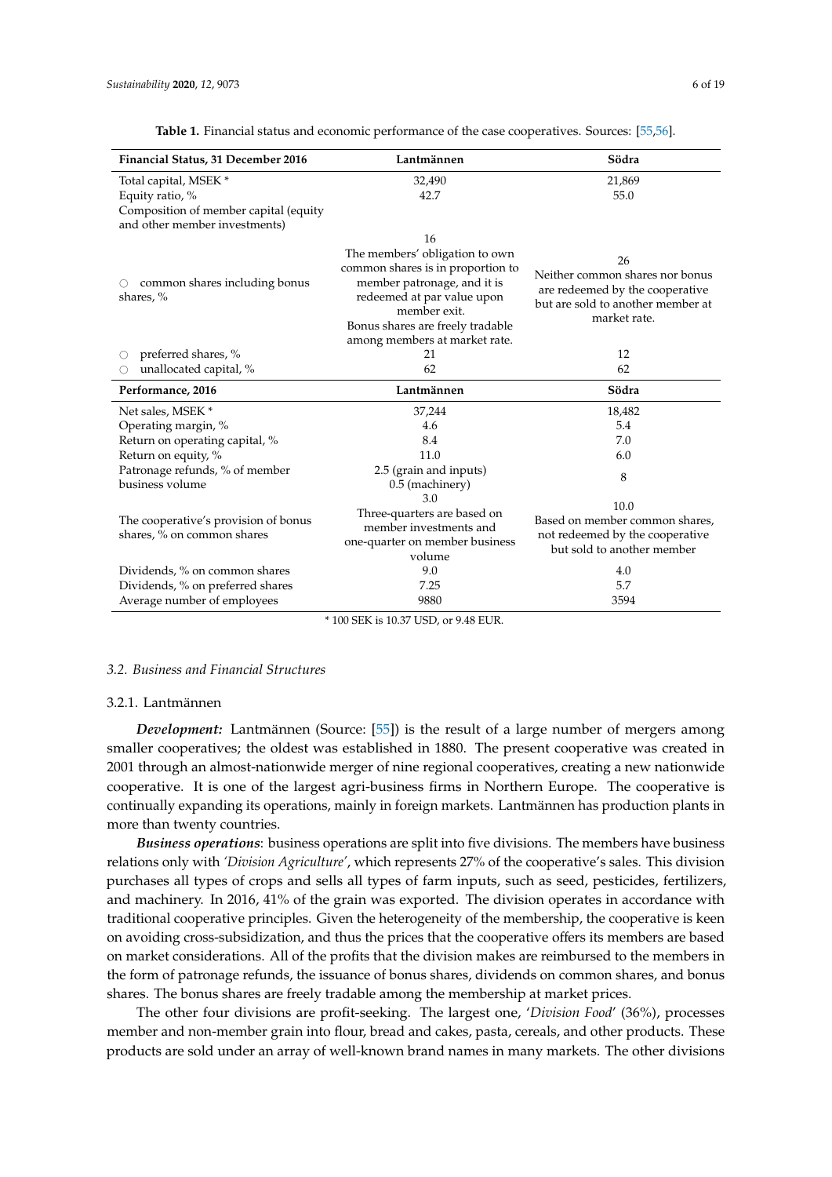**Table 1.** Financial status and economic performance of the case cooperatives. Sources: [55,56].

| Financial Status, 31 December 2016 | Lantmännen | Södra |
|---|---|---|
| Total capital, MSEK * | 32,490 | 21,869 |
| Equity ratio, % | 42.7 | 55.0 |
| Composition of member capital (equity and other member investments) | | |
| ○ common shares including bonus shares, % | 16<br>The members' obligation to own common shares is in proportion to member patronage, and it is redeemed at par value upon member exit.<br>Bonus shares are freely tradable among members at market rate. | 26<br>Neither common shares nor bonus are redeemed by the cooperative but are sold to another member at market rate. |
| ○ preferred shares, % | 21 | 12 |
| ○ unallocated capital, % | 62 | 62 |
| **Performance, 2016** | **Lantmännen** | **Södra** |
| Net sales, MSEK * | 37,244 | 18,482 |
| Operating margin, % | 4.6 | 5.4 |
| Return on operating capital, % | 8.4 | 7.0 |
| Return on equity, % | 11.0 | 6.0 |
| Patronage refunds, % of member business volume | 2.5 (grain and inputs)<br>0.5 (machinery) | 8 |
| The cooperative's provision of bonus shares, % on common shares | 3.0<br>Three-quarters are based on member investments and one-quarter on member business volume | 10.0<br>Based on member common shares, not redeemed by the cooperative but sold to another member |
| Dividends, % on common shares | 9.0 | 4.0 |
| Dividends, % on preferred shares | 7.25 | 5.7 |
| Average number of employees | 9880 | 3594 |

\* 100 SEK is 10.37 USD, or 9.48 EUR.

### 3.2. Business and Financial Structures

#### 3.2.1. Lantmännen

***Development:*** Lantmännen (Source: [55]) is the result of a large number of mergers among smaller cooperatives; the oldest was established in 1880. The present cooperative was created in 2001 through an almost-nationwide merger of nine regional cooperatives, creating a new nationwide cooperative. It is one of the largest agri-business firms in Northern Europe. The cooperative is continually expanding its operations, mainly in foreign markets. Lantmännen has production plants in more than twenty countries.

***Business operations***: business operations are split into five divisions. The members have business relations only with *'Division Agriculture'*, which represents 27% of the cooperative's sales. This division purchases all types of crops and sells all types of farm inputs, such as seed, pesticides, fertilizers, and machinery. In 2016, 41% of the grain was exported. The division operates in accordance with traditional cooperative principles. Given the heterogeneity of the membership, the cooperative is keen on avoiding cross-subsidization, and thus the prices that the cooperative offers its members are based on market considerations. All of the profits that the division makes are reimbursed to the members in the form of patronage refunds, the issuance of bonus shares, dividends on common shares, and bonus shares. The bonus shares are freely tradable among the membership at market prices.

The other four divisions are profit-seeking. The largest one, '*Division Food*' (36%), processes member and non-member grain into flour, bread and cakes, pasta, cereals, and other products. These products are sold under an array of well-known brand names in many markets. The other divisions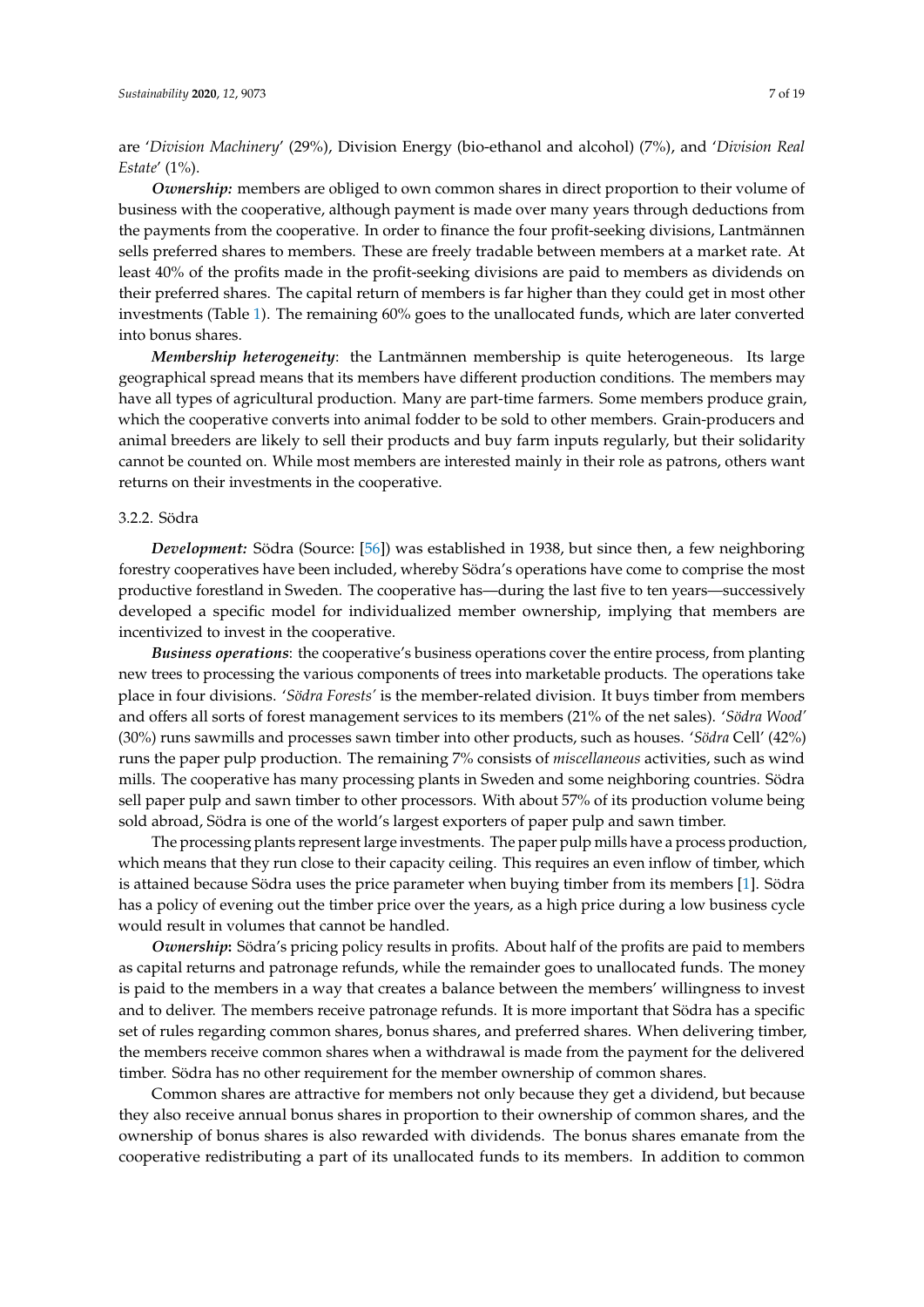are '*Division Machinery*' (29%), Division Energy (bio-ethanol and alcohol) (7%), and '*Division Real Estate*' (1%).

***Ownership:*** members are obliged to own common shares in direct proportion to their volume of business with the cooperative, although payment is made over many years through deductions from the payments from the cooperative. In order to finance the four profit-seeking divisions, Lantmännen sells preferred shares to members. These are freely tradable between members at a market rate. At least 40% of the profits made in the profit-seeking divisions are paid to members as dividends on their preferred shares. The capital return of members is far higher than they could get in most other investments (Table 1). The remaining 60% goes to the unallocated funds, which are later converted into bonus shares.

***Membership heterogeneity***: the Lantmännen membership is quite heterogeneous. Its large geographical spread means that its members have different production conditions. The members may have all types of agricultural production. Many are part-time farmers. Some members produce grain, which the cooperative converts into animal fodder to be sold to other members. Grain-producers and animal breeders are likely to sell their products and buy farm inputs regularly, but their solidarity cannot be counted on. While most members are interested mainly in their role as patrons, others want returns on their investments in the cooperative.

#### 3.2.2. Södra

***Development:*** Södra (Source: [56]) was established in 1938, but since then, a few neighboring forestry cooperatives have been included, whereby Södra's operations have come to comprise the most productive forestland in Sweden. The cooperative has—during the last five to ten years—successively developed a specific model for individualized member ownership, implying that members are incentivized to invest in the cooperative.

***Business operations***: the cooperative's business operations cover the entire process, from planting new trees to processing the various components of trees into marketable products. The operations take place in four divisions. '*Södra Forests'* is the member-related division. It buys timber from members and offers all sorts of forest management services to its members (21% of the net sales). '*Södra Wood'* (30%) runs sawmills and processes sawn timber into other products, such as houses. '*Södra* Cell' (42%) runs the paper pulp production. The remaining 7% consists of *miscellaneous* activities, such as wind mills. The cooperative has many processing plants in Sweden and some neighboring countries. Södra sell paper pulp and sawn timber to other processors. With about 57% of its production volume being sold abroad, Södra is one of the world's largest exporters of paper pulp and sawn timber.

The processing plants represent large investments. The paper pulp mills have a process production, which means that they run close to their capacity ceiling. This requires an even inflow of timber, which is attained because Södra uses the price parameter when buying timber from its members [1]. Södra has a policy of evening out the timber price over the years, as a high price during a low business cycle would result in volumes that cannot be handled.

***Ownership*:** Södra's pricing policy results in profits. About half of the profits are paid to members as capital returns and patronage refunds, while the remainder goes to unallocated funds. The money is paid to the members in a way that creates a balance between the members' willingness to invest and to deliver. The members receive patronage refunds. It is more important that Södra has a specific set of rules regarding common shares, bonus shares, and preferred shares. When delivering timber, the members receive common shares when a withdrawal is made from the payment for the delivered timber. Södra has no other requirement for the member ownership of common shares.

Common shares are attractive for members not only because they get a dividend, but because they also receive annual bonus shares in proportion to their ownership of common shares, and the ownership of bonus shares is also rewarded with dividends. The bonus shares emanate from the cooperative redistributing a part of its unallocated funds to its members. In addition to common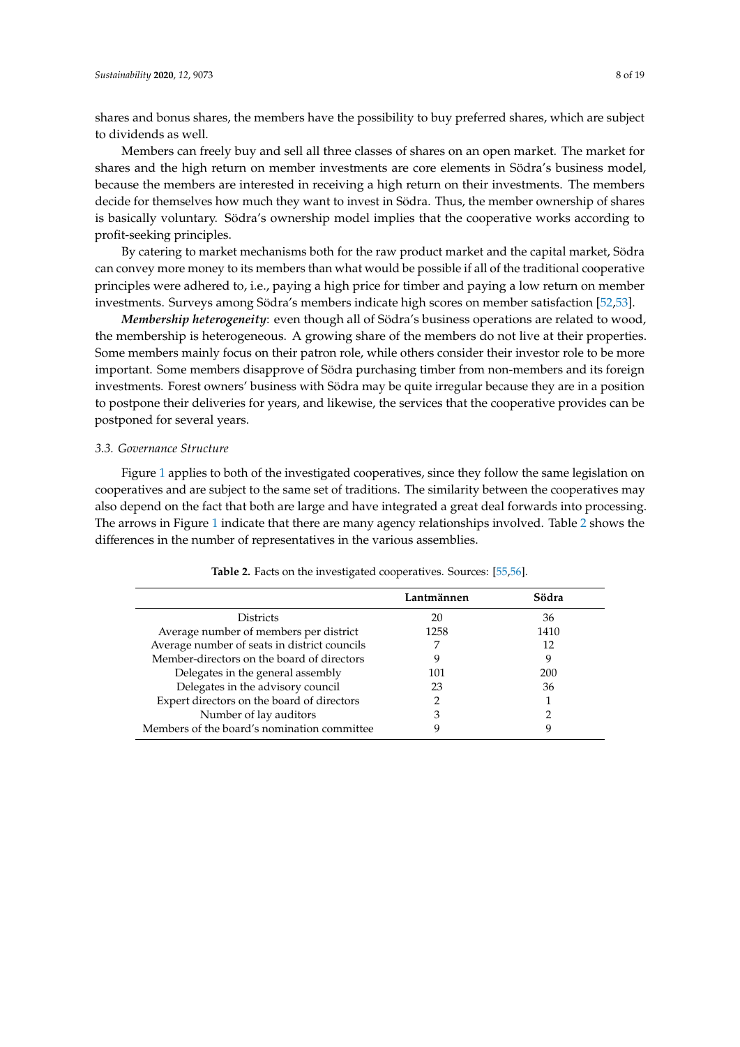shares and bonus shares, the members have the possibility to buy preferred shares, which are subject to dividends as well.

Members can freely buy and sell all three classes of shares on an open market. The market for shares and the high return on member investments are core elements in Södra's business model, because the members are interested in receiving a high return on their investments. The members decide for themselves how much they want to invest in Södra. Thus, the member ownership of shares is basically voluntary. Södra's ownership model implies that the cooperative works according to profit-seeking principles.

By catering to market mechanisms both for the raw product market and the capital market, Södra can convey more money to its members than what would be possible if all of the traditional cooperative principles were adhered to, i.e., paying a high price for timber and paying a low return on member investments. Surveys among Södra's members indicate high scores on member satisfaction [52,53].

***Membership heterogeneity***: even though all of Södra's business operations are related to wood, the membership is heterogeneous. A growing share of the members do not live at their properties. Some members mainly focus on their patron role, while others consider their investor role to be more important. Some members disapprove of Södra purchasing timber from non-members and its foreign investments. Forest owners' business with Södra may be quite irregular because they are in a position to postpone their deliveries for years, and likewise, the services that the cooperative provides can be postponed for several years.

### *3.3. Governance Structure*

Figure 1 applies to both of the investigated cooperatives, since they follow the same legislation on cooperatives and are subject to the same set of traditions. The similarity between the cooperatives may also depend on the fact that both are large and have integrated a great deal forwards into processing. The arrows in Figure 1 indicate that there are many agency relationships involved. Table 2 shows the differences in the number of representatives in the various assemblies.

**Table 2.** Facts on the investigated cooperatives. Sources: [55,56].

| | Lantmännen | Södra |
|---|---|---|
| Districts | 20 | 36 |
| Average number of members per district | 1258 | 1410 |
| Average number of seats in district councils | 7 | 12 |
| Member-directors on the board of directors | 9 | 9 |
| Delegates in the general assembly | 101 | 200 |
| Delegates in the advisory council | 23 | 36 |
| Expert directors on the board of directors | 2 | 1 |
| Number of lay auditors | 3 | 2 |
| Members of the board's nomination committee | 9 | 9 |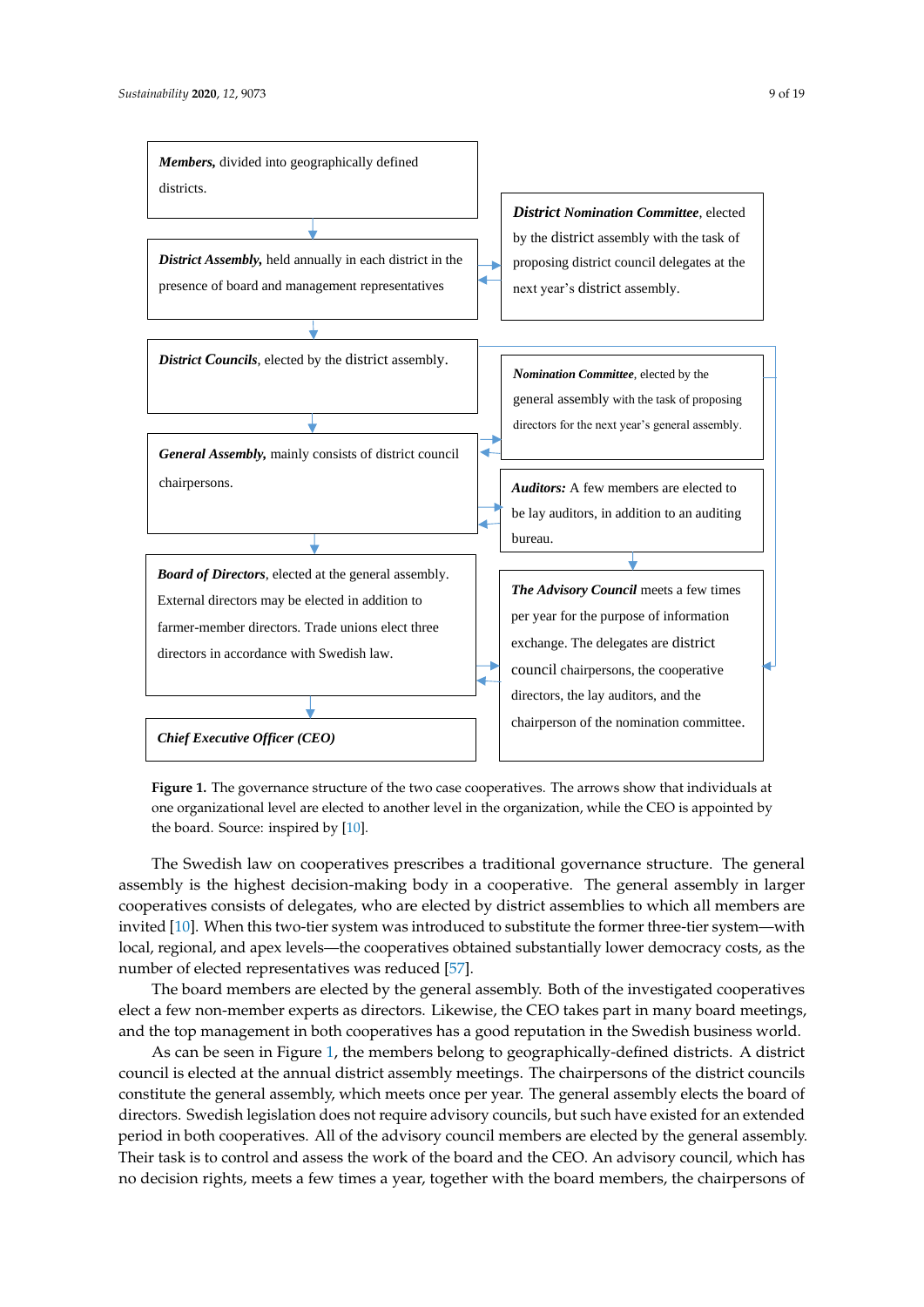*Members*, divided into geographically defined districts.

*District Assembly*, held annually in each district in the presence of board and management representatives

*District Nomination Committee*, elected by the district assembly with the task of proposing district council delegates at the next year's district assembly.

*District Councils*, elected by the district assembly.

*Nomination Committee*, elected by the general assembly with the task of proposing directors for the next year's general assembly.

*General Assembly*, mainly consists of district council chairpersons.

*Auditors:* A few members are elected to be lay auditors, in addition to an auditing bureau.

*Board of Directors*, elected at the general assembly. External directors may be elected in addition to farmer-member directors. Trade unions elect three directors in accordance with Swedish law.

*The Advisory Council* meets a few times per year for the purpose of information exchange. The delegates are district council chairpersons, the cooperative directors, the lay auditors, and the chairperson of the nomination committee.

*Chief Executive Officer (CEO)*

**Figure 1.** The governance structure of the two case cooperatives. The arrows show that individuals at one organizational level are elected to another level in the organization, while the CEO is appointed by the board. Source: inspired by [10].

The Swedish law on cooperatives prescribes a traditional governance structure. The general assembly is the highest decision-making body in a cooperative. The general assembly in larger cooperatives consists of delegates, who are elected by district assemblies to which all members are invited [10]. When this two-tier system was introduced to substitute the former three-tier system—with local, regional, and apex levels—the cooperatives obtained substantially lower democracy costs, as the number of elected representatives was reduced [57].

The board members are elected by the general assembly. Both of the investigated cooperatives elect a few non-member experts as directors. Likewise, the CEO takes part in many board meetings, and the top management in both cooperatives has a good reputation in the Swedish business world.

As can be seen in Figure 1, the members belong to geographically-defined districts. A district council is elected at the annual district assembly meetings. The chairpersons of the district councils constitute the general assembly, which meets once per year. The general assembly elects the board of directors. Swedish legislation does not require advisory councils, but such have existed for an extended period in both cooperatives. All of the advisory council members are elected by the general assembly. Their task is to control and assess the work of the board and the CEO. An advisory council, which has no decision rights, meets a few times a year, together with the board members, the chairpersons of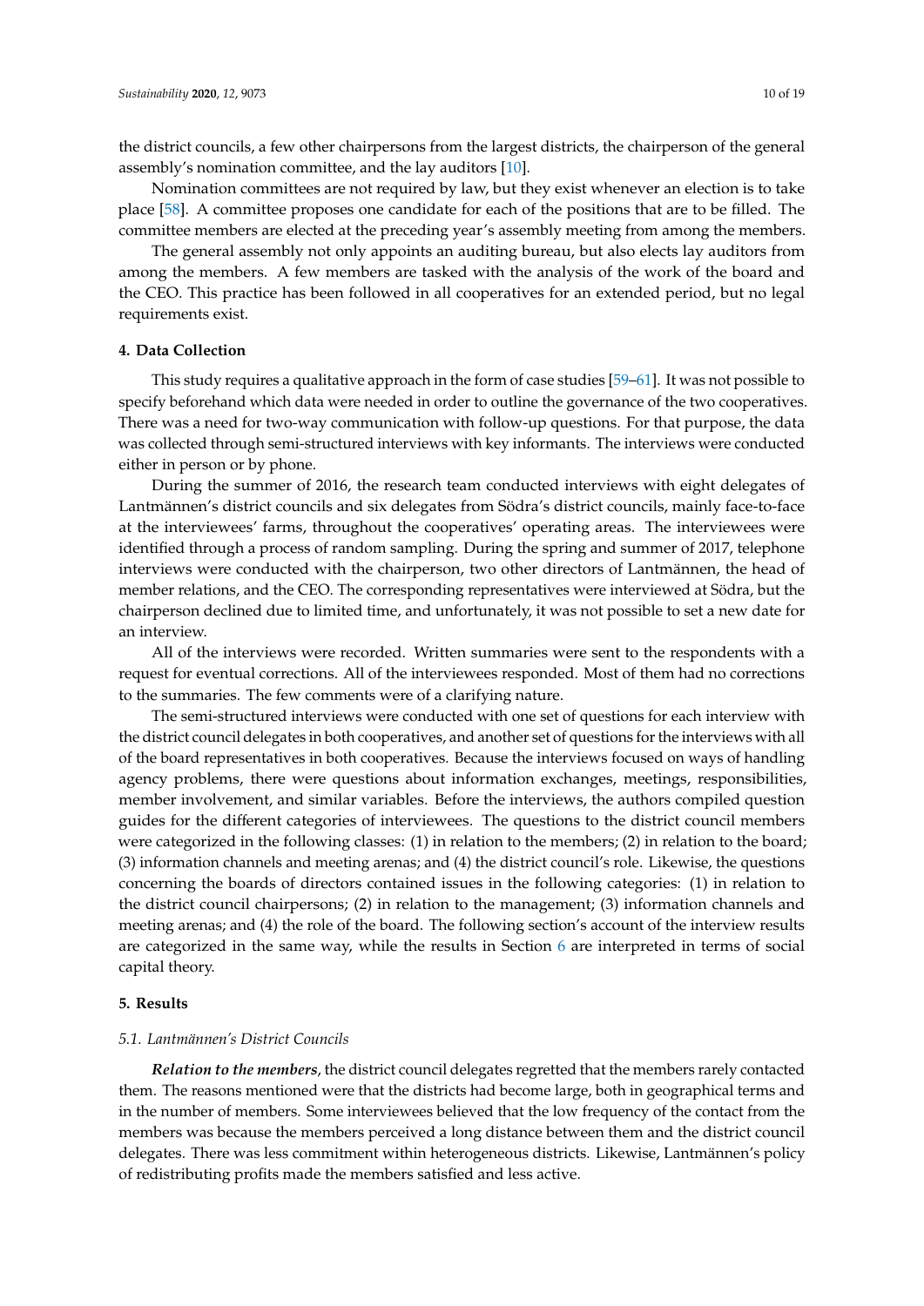the district councils, a few other chairpersons from the largest districts, the chairperson of the general assembly's nomination committee, and the lay auditors [10].

Nomination committees are not required by law, but they exist whenever an election is to take place [58]. A committee proposes one candidate for each of the positions that are to be filled. The committee members are elected at the preceding year's assembly meeting from among the members.

The general assembly not only appoints an auditing bureau, but also elects lay auditors from among the members. A few members are tasked with the analysis of the work of the board and the CEO. This practice has been followed in all cooperatives for an extended period, but no legal requirements exist.

## 4. Data Collection

This study requires a qualitative approach in the form of case studies [59–61]. It was not possible to specify beforehand which data were needed in order to outline the governance of the two cooperatives. There was a need for two-way communication with follow-up questions. For that purpose, the data was collected through semi-structured interviews with key informants. The interviews were conducted either in person or by phone.

During the summer of 2016, the research team conducted interviews with eight delegates of Lantmännen's district councils and six delegates from Södra's district councils, mainly face-to-face at the interviewees' farms, throughout the cooperatives' operating areas. The interviewees were identified through a process of random sampling. During the spring and summer of 2017, telephone interviews were conducted with the chairperson, two other directors of Lantmännen, the head of member relations, and the CEO. The corresponding representatives were interviewed at Södra, but the chairperson declined due to limited time, and unfortunately, it was not possible to set a new date for an interview.

All of the interviews were recorded. Written summaries were sent to the respondents with a request for eventual corrections. All of the interviewees responded. Most of them had no corrections to the summaries. The few comments were of a clarifying nature.

The semi-structured interviews were conducted with one set of questions for each interview with the district council delegates in both cooperatives, and another set of questions for the interviews with all of the board representatives in both cooperatives. Because the interviews focused on ways of handling agency problems, there were questions about information exchanges, meetings, responsibilities, member involvement, and similar variables. Before the interviews, the authors compiled question guides for the different categories of interviewees. The questions to the district council members were categorized in the following classes: (1) in relation to the members; (2) in relation to the board; (3) information channels and meeting arenas; and (4) the district council's role. Likewise, the questions concerning the boards of directors contained issues in the following categories: (1) in relation to the district council chairpersons; (2) in relation to the management; (3) information channels and meeting arenas; and (4) the role of the board. The following section's account of the interview results are categorized in the same way, while the results in Section 6 are interpreted in terms of social capital theory.

## 5. Results

### 5.1. Lantmännen's District Councils

***Relation to the members***, the district council delegates regretted that the members rarely contacted them. The reasons mentioned were that the districts had become large, both in geographical terms and in the number of members. Some interviewees believed that the low frequency of the contact from the members was because the members perceived a long distance between them and the district council delegates. There was less commitment within heterogeneous districts. Likewise, Lantmännen's policy of redistributing profits made the members satisfied and less active.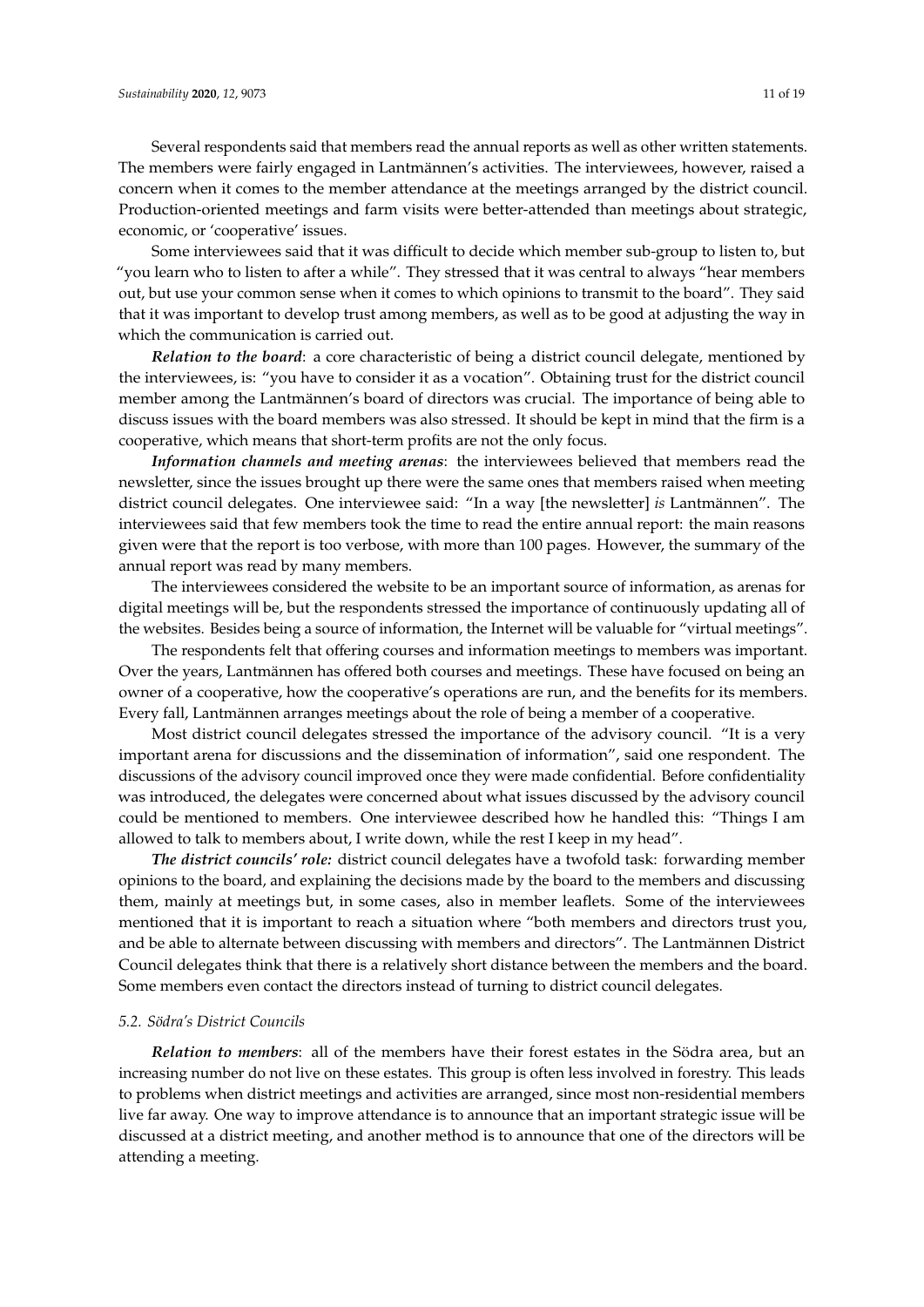Several respondents said that members read the annual reports as well as other written statements. The members were fairly engaged in Lantmännen's activities. The interviewees, however, raised a concern when it comes to the member attendance at the meetings arranged by the district council. Production-oriented meetings and farm visits were better-attended than meetings about strategic, economic, or 'cooperative' issues.

Some interviewees said that it was difficult to decide which member sub-group to listen to, but "you learn who to listen to after a while". They stressed that it was central to always "hear members out, but use your common sense when it comes to which opinions to transmit to the board". They said that it was important to develop trust among members, as well as to be good at adjusting the way in which the communication is carried out.

***Relation to the board***: a core characteristic of being a district council delegate, mentioned by the interviewees, is: "you have to consider it as a vocation". Obtaining trust for the district council member among the Lantmännen's board of directors was crucial. The importance of being able to discuss issues with the board members was also stressed. It should be kept in mind that the firm is a cooperative, which means that short-term profits are not the only focus.

***Information channels and meeting arenas***: the interviewees believed that members read the newsletter, since the issues brought up there were the same ones that members raised when meeting district council delegates. One interviewee said: "In a way [the newsletter] *is* Lantmännen". The interviewees said that few members took the time to read the entire annual report: the main reasons given were that the report is too verbose, with more than 100 pages. However, the summary of the annual report was read by many members.

The interviewees considered the website to be an important source of information, as arenas for digital meetings will be, but the respondents stressed the importance of continuously updating all of the websites. Besides being a source of information, the Internet will be valuable for "virtual meetings".

The respondents felt that offering courses and information meetings to members was important. Over the years, Lantmännen has offered both courses and meetings. These have focused on being an owner of a cooperative, how the cooperative's operations are run, and the benefits for its members. Every fall, Lantmännen arranges meetings about the role of being a member of a cooperative.

Most district council delegates stressed the importance of the advisory council. "It is a very important arena for discussions and the dissemination of information", said one respondent. The discussions of the advisory council improved once they were made confidential. Before confidentiality was introduced, the delegates were concerned about what issues discussed by the advisory council could be mentioned to members. One interviewee described how he handled this: "Things I am allowed to talk to members about, I write down, while the rest I keep in my head".

***The district councils' role:*** district council delegates have a twofold task: forwarding member opinions to the board, and explaining the decisions made by the board to the members and discussing them, mainly at meetings but, in some cases, also in member leaflets. Some of the interviewees mentioned that it is important to reach a situation where "both members and directors trust you, and be able to alternate between discussing with members and directors". The Lantmännen District Council delegates think that there is a relatively short distance between the members and the board. Some members even contact the directors instead of turning to district council delegates.

### *5.2. Södra's District Councils*

***Relation to members***: all of the members have their forest estates in the Södra area, but an increasing number do not live on these estates. This group is often less involved in forestry. This leads to problems when district meetings and activities are arranged, since most non-residential members live far away. One way to improve attendance is to announce that an important strategic issue will be discussed at a district meeting, and another method is to announce that one of the directors will be attending a meeting.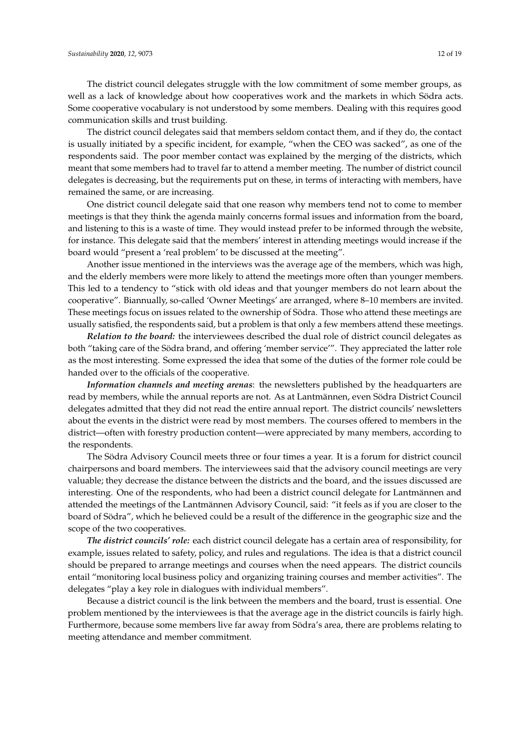The district council delegates struggle with the low commitment of some member groups, as well as a lack of knowledge about how cooperatives work and the markets in which Södra acts. Some cooperative vocabulary is not understood by some members. Dealing with this requires good communication skills and trust building.

The district council delegates said that members seldom contact them, and if they do, the contact is usually initiated by a specific incident, for example, "when the CEO was sacked", as one of the respondents said. The poor member contact was explained by the merging of the districts, which meant that some members had to travel far to attend a member meeting. The number of district council delegates is decreasing, but the requirements put on these, in terms of interacting with members, have remained the same, or are increasing.

One district council delegate said that one reason why members tend not to come to member meetings is that they think the agenda mainly concerns formal issues and information from the board, and listening to this is a waste of time. They would instead prefer to be informed through the website, for instance. This delegate said that the members' interest in attending meetings would increase if the board would "present a 'real problem' to be discussed at the meeting".

Another issue mentioned in the interviews was the average age of the members, which was high, and the elderly members were more likely to attend the meetings more often than younger members. This led to a tendency to "stick with old ideas and that younger members do not learn about the cooperative". Biannually, so-called 'Owner Meetings' are arranged, where 8–10 members are invited. These meetings focus on issues related to the ownership of Södra. Those who attend these meetings are usually satisfied, the respondents said, but a problem is that only a few members attend these meetings.

***Relation to the board:*** the interviewees described the dual role of district council delegates as both "taking care of the Södra brand, and offering 'member service'". They appreciated the latter role as the most interesting. Some expressed the idea that some of the duties of the former role could be handed over to the officials of the cooperative.

***Information channels and meeting arenas***: the newsletters published by the headquarters are read by members, while the annual reports are not. As at Lantmännen, even Södra District Council delegates admitted that they did not read the entire annual report. The district councils' newsletters about the events in the district were read by most members. The courses offered to members in the district—often with forestry production content—were appreciated by many members, according to the respondents.

The Södra Advisory Council meets three or four times a year. It is a forum for district council chairpersons and board members. The interviewees said that the advisory council meetings are very valuable; they decrease the distance between the districts and the board, and the issues discussed are interesting. One of the respondents, who had been a district council delegate for Lantmännen and attended the meetings of the Lantmännen Advisory Council, said: "it feels as if you are closer to the board of Södra", which he believed could be a result of the difference in the geographic size and the scope of the two cooperatives.

***The district councils' role:*** each district council delegate has a certain area of responsibility, for example, issues related to safety, policy, and rules and regulations. The idea is that a district council should be prepared to arrange meetings and courses when the need appears. The district councils entail "monitoring local business policy and organizing training courses and member activities". The delegates "play a key role in dialogues with individual members".

Because a district council is the link between the members and the board, trust is essential. One problem mentioned by the interviewees is that the average age in the district councils is fairly high. Furthermore, because some members live far away from Södra's area, there are problems relating to meeting attendance and member commitment.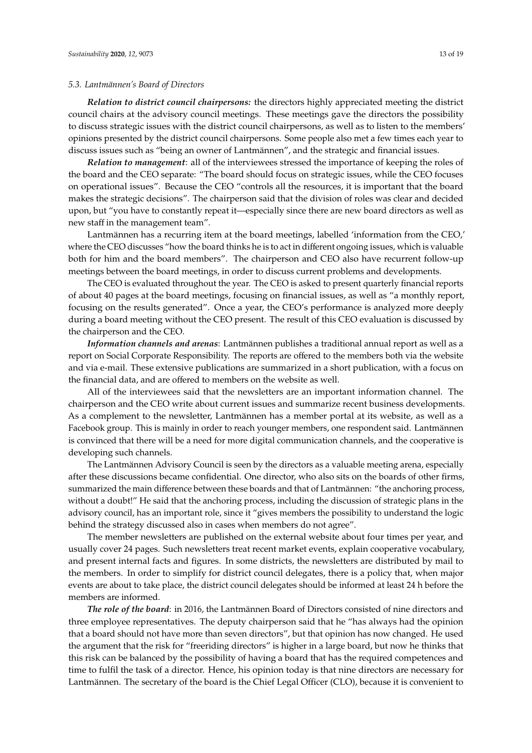### 5.3. Lantmännen's Board of Directors

***Relation to district council chairpersons:*** the directors highly appreciated meeting the district council chairs at the advisory council meetings. These meetings gave the directors the possibility to discuss strategic issues with the district council chairpersons, as well as to listen to the members' opinions presented by the district council chairpersons. Some people also met a few times each year to discuss issues such as "being an owner of Lantmännen", and the strategic and financial issues.

***Relation to management***: all of the interviewees stressed the importance of keeping the roles of the board and the CEO separate: "The board should focus on strategic issues, while the CEO focuses on operational issues". Because the CEO "controls all the resources, it is important that the board makes the strategic decisions". The chairperson said that the division of roles was clear and decided upon, but "you have to constantly repeat it—especially since there are new board directors as well as new staff in the management team".

Lantmännen has a recurring item at the board meetings, labelled 'information from the CEO,' where the CEO discusses "how the board thinks he is to act in different ongoing issues, which is valuable both for him and the board members". The chairperson and CEO also have recurrent follow-up meetings between the board meetings, in order to discuss current problems and developments.

The CEO is evaluated throughout the year. The CEO is asked to present quarterly financial reports of about 40 pages at the board meetings, focusing on financial issues, as well as "a monthly report, focusing on the results generated". Once a year, the CEO's performance is analyzed more deeply during a board meeting without the CEO present. The result of this CEO evaluation is discussed by the chairperson and the CEO.

***Information channels and arenas***: Lantmännen publishes a traditional annual report as well as a report on Social Corporate Responsibility. The reports are offered to the members both via the website and via e-mail. These extensive publications are summarized in a short publication, with a focus on the financial data, and are offered to members on the website as well.

All of the interviewees said that the newsletters are an important information channel. The chairperson and the CEO write about current issues and summarize recent business developments. As a complement to the newsletter, Lantmännen has a member portal at its website, as well as a Facebook group. This is mainly in order to reach younger members, one respondent said. Lantmännen is convinced that there will be a need for more digital communication channels, and the cooperative is developing such channels.

The Lantmännen Advisory Council is seen by the directors as a valuable meeting arena, especially after these discussions became confidential. One director, who also sits on the boards of other firms, summarized the main difference between these boards and that of Lantmännen: "the anchoring process, without a doubt!" He said that the anchoring process, including the discussion of strategic plans in the advisory council, has an important role, since it "gives members the possibility to understand the logic behind the strategy discussed also in cases when members do not agree".

The member newsletters are published on the external website about four times per year, and usually cover 24 pages. Such newsletters treat recent market events, explain cooperative vocabulary, and present internal facts and figures. In some districts, the newsletters are distributed by mail to the members. In order to simplify for district council delegates, there is a policy that, when major events are about to take place, the district council delegates should be informed at least 24 h before the members are informed.

***The role of the board***: in 2016, the Lantmännen Board of Directors consisted of nine directors and three employee representatives. The deputy chairperson said that he "has always had the opinion that a board should not have more than seven directors", but that opinion has now changed. He used the argument that the risk for "freeriding directors" is higher in a large board, but now he thinks that this risk can be balanced by the possibility of having a board that has the required competences and time to fulfil the task of a director. Hence, his opinion today is that nine directors are necessary for Lantmännen. The secretary of the board is the Chief Legal Officer (CLO), because it is convenient to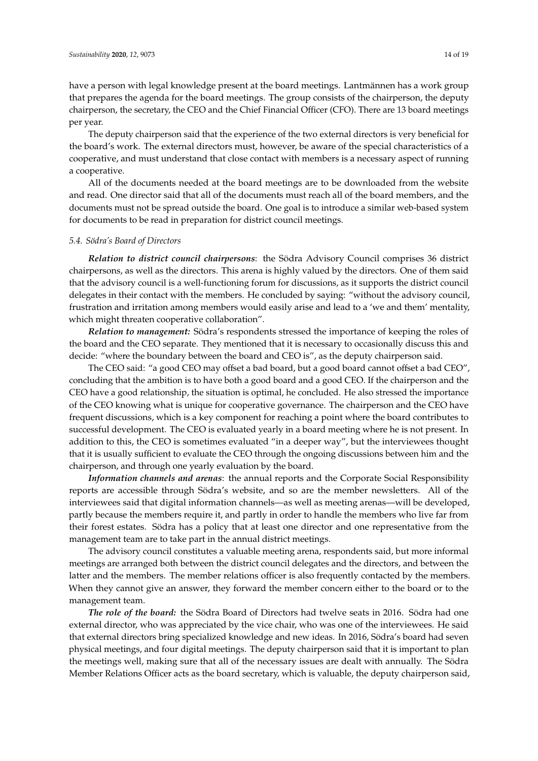have a person with legal knowledge present at the board meetings. Lantmännen has a work group that prepares the agenda for the board meetings. The group consists of the chairperson, the deputy chairperson, the secretary, the CEO and the Chief Financial Officer (CFO). There are 13 board meetings per year.

The deputy chairperson said that the experience of the two external directors is very beneficial for the board's work. The external directors must, however, be aware of the special characteristics of a cooperative, and must understand that close contact with members is a necessary aspect of running a cooperative.

All of the documents needed at the board meetings are to be downloaded from the website and read. One director said that all of the documents must reach all of the board members, and the documents must not be spread outside the board. One goal is to introduce a similar web-based system for documents to be read in preparation for district council meetings.

### 5.4. Södra's Board of Directors

***Relation to district council chairpersons***: the Södra Advisory Council comprises 36 district chairpersons, as well as the directors. This arena is highly valued by the directors. One of them said that the advisory council is a well-functioning forum for discussions, as it supports the district council delegates in their contact with the members. He concluded by saying: "without the advisory council, frustration and irritation among members would easily arise and lead to a 'we and them' mentality, which might threaten cooperative collaboration".

***Relation to management:*** Södra's respondents stressed the importance of keeping the roles of the board and the CEO separate. They mentioned that it is necessary to occasionally discuss this and decide: "where the boundary between the board and CEO is", as the deputy chairperson said.

The CEO said: "a good CEO may offset a bad board, but a good board cannot offset a bad CEO", concluding that the ambition is to have both a good board and a good CEO. If the chairperson and the CEO have a good relationship, the situation is optimal, he concluded. He also stressed the importance of the CEO knowing what is unique for cooperative governance. The chairperson and the CEO have frequent discussions, which is a key component for reaching a point where the board contributes to successful development. The CEO is evaluated yearly in a board meeting where he is not present. In addition to this, the CEO is sometimes evaluated "in a deeper way", but the interviewees thought that it is usually sufficient to evaluate the CEO through the ongoing discussions between him and the chairperson, and through one yearly evaluation by the board.

***Information channels and arenas***: the annual reports and the Corporate Social Responsibility reports are accessible through Södra's website, and so are the member newsletters. All of the interviewees said that digital information channels—as well as meeting arenas—will be developed, partly because the members require it, and partly in order to handle the members who live far from their forest estates. Södra has a policy that at least one director and one representative from the management team are to take part in the annual district meetings.

The advisory council constitutes a valuable meeting arena, respondents said, but more informal meetings are arranged both between the district council delegates and the directors, and between the latter and the members. The member relations officer is also frequently contacted by the members. When they cannot give an answer, they forward the member concern either to the board or to the management team.

***The role of the board:*** the Södra Board of Directors had twelve seats in 2016. Södra had one external director, who was appreciated by the vice chair, who was one of the interviewees. He said that external directors bring specialized knowledge and new ideas. In 2016, Södra's board had seven physical meetings, and four digital meetings. The deputy chairperson said that it is important to plan the meetings well, making sure that all of the necessary issues are dealt with annually. The Södra Member Relations Officer acts as the board secretary, which is valuable, the deputy chairperson said,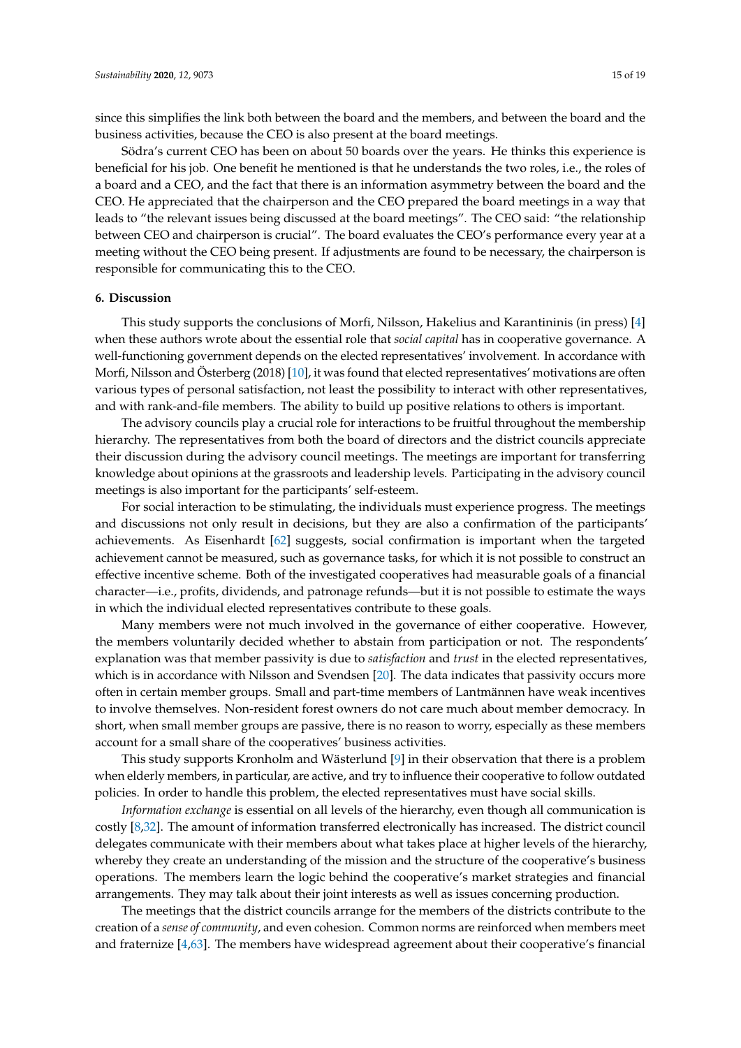since this simplifies the link both between the board and the members, and between the board and the business activities, because the CEO is also present at the board meetings.

Södra's current CEO has been on about 50 boards over the years. He thinks this experience is beneficial for his job. One benefit he mentioned is that he understands the two roles, i.e., the roles of a board and a CEO, and the fact that there is an information asymmetry between the board and the CEO. He appreciated that the chairperson and the CEO prepared the board meetings in a way that leads to "the relevant issues being discussed at the board meetings". The CEO said: "the relationship between CEO and chairperson is crucial". The board evaluates the CEO's performance every year at a meeting without the CEO being present. If adjustments are found to be necessary, the chairperson is responsible for communicating this to the CEO.

## 6. Discussion

This study supports the conclusions of Morfi, Nilsson, Hakelius and Karantininis (in press) [4] when these authors wrote about the essential role that *social capital* has in cooperative governance. A well-functioning government depends on the elected representatives' involvement. In accordance with Morfi, Nilsson and Österberg (2018) [10], it was found that elected representatives' motivations are often various types of personal satisfaction, not least the possibility to interact with other representatives, and with rank-and-file members. The ability to build up positive relations to others is important.

The advisory councils play a crucial role for interactions to be fruitful throughout the membership hierarchy. The representatives from both the board of directors and the district councils appreciate their discussion during the advisory council meetings. The meetings are important for transferring knowledge about opinions at the grassroots and leadership levels. Participating in the advisory council meetings is also important for the participants' self-esteem.

For social interaction to be stimulating, the individuals must experience progress. The meetings and discussions not only result in decisions, but they are also a confirmation of the participants' achievements. As Eisenhardt [62] suggests, social confirmation is important when the targeted achievement cannot be measured, such as governance tasks, for which it is not possible to construct an effective incentive scheme. Both of the investigated cooperatives had measurable goals of a financial character—i.e., profits, dividends, and patronage refunds—but it is not possible to estimate the ways in which the individual elected representatives contribute to these goals.

Many members were not much involved in the governance of either cooperative. However, the members voluntarily decided whether to abstain from participation or not. The respondents' explanation was that member passivity is due to *satisfaction* and *trust* in the elected representatives, which is in accordance with Nilsson and Svendsen [20]. The data indicates that passivity occurs more often in certain member groups. Small and part-time members of Lantmännen have weak incentives to involve themselves. Non-resident forest owners do not care much about member democracy. In short, when small member groups are passive, there is no reason to worry, especially as these members account for a small share of the cooperatives' business activities.

This study supports Kronholm and Wästerlund [9] in their observation that there is a problem when elderly members, in particular, are active, and try to influence their cooperative to follow outdated policies. In order to handle this problem, the elected representatives must have social skills.

*Information exchange* is essential on all levels of the hierarchy, even though all communication is costly [8,32]. The amount of information transferred electronically has increased. The district council delegates communicate with their members about what takes place at higher levels of the hierarchy, whereby they create an understanding of the mission and the structure of the cooperative's business operations. The members learn the logic behind the cooperative's market strategies and financial arrangements. They may talk about their joint interests as well as issues concerning production.

The meetings that the district councils arrange for the members of the districts contribute to the creation of a *sense of community*, and even cohesion. Common norms are reinforced when members meet and fraternize [4,63]. The members have widespread agreement about their cooperative's financial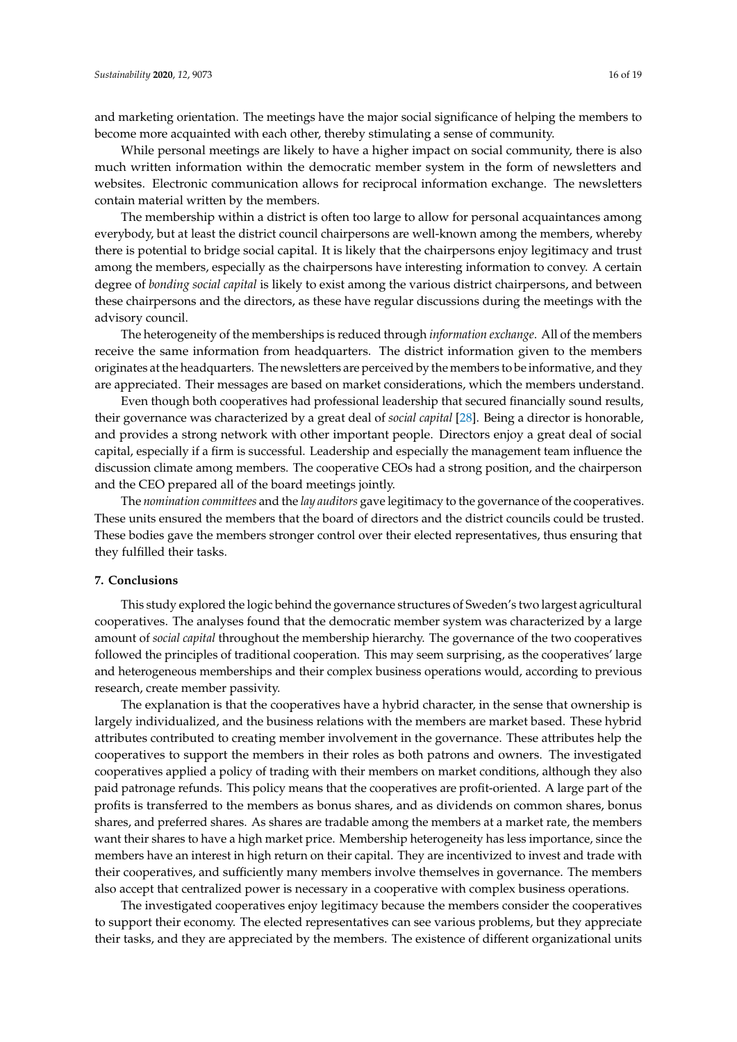and marketing orientation. The meetings have the major social significance of helping the members to become more acquainted with each other, thereby stimulating a sense of community.

While personal meetings are likely to have a higher impact on social community, there is also much written information within the democratic member system in the form of newsletters and websites. Electronic communication allows for reciprocal information exchange. The newsletters contain material written by the members.

The membership within a district is often too large to allow for personal acquaintances among everybody, but at least the district council chairpersons are well-known among the members, whereby there is potential to bridge social capital. It is likely that the chairpersons enjoy legitimacy and trust among the members, especially as the chairpersons have interesting information to convey. A certain degree of *bonding social capital* is likely to exist among the various district chairpersons, and between these chairpersons and the directors, as these have regular discussions during the meetings with the advisory council.

The heterogeneity of the memberships is reduced through *information exchange*. All of the members receive the same information from headquarters. The district information given to the members originates at the headquarters. The newsletters are perceived by the members to be informative, and they are appreciated. Their messages are based on market considerations, which the members understand.

Even though both cooperatives had professional leadership that secured financially sound results, their governance was characterized by a great deal of *social capital* [28]. Being a director is honorable, and provides a strong network with other important people. Directors enjoy a great deal of social capital, especially if a firm is successful. Leadership and especially the management team influence the discussion climate among members. The cooperative CEOs had a strong position, and the chairperson and the CEO prepared all of the board meetings jointly.

The *nomination committees* and the *lay auditors* gave legitimacy to the governance of the cooperatives. These units ensured the members that the board of directors and the district councils could be trusted. These bodies gave the members stronger control over their elected representatives, thus ensuring that they fulfilled their tasks.

## 7. Conclusions

This study explored the logic behind the governance structures of Sweden's two largest agricultural cooperatives. The analyses found that the democratic member system was characterized by a large amount of *social capital* throughout the membership hierarchy. The governance of the two cooperatives followed the principles of traditional cooperation. This may seem surprising, as the cooperatives' large and heterogeneous memberships and their complex business operations would, according to previous research, create member passivity.

The explanation is that the cooperatives have a hybrid character, in the sense that ownership is largely individualized, and the business relations with the members are market based. These hybrid attributes contributed to creating member involvement in the governance. These attributes help the cooperatives to support the members in their roles as both patrons and owners. The investigated cooperatives applied a policy of trading with their members on market conditions, although they also paid patronage refunds. This policy means that the cooperatives are profit-oriented. A large part of the profits is transferred to the members as bonus shares, and as dividends on common shares, bonus shares, and preferred shares. As shares are tradable among the members at a market rate, the members want their shares to have a high market price. Membership heterogeneity has less importance, since the members have an interest in high return on their capital. They are incentivized to invest and trade with their cooperatives, and sufficiently many members involve themselves in governance. The members also accept that centralized power is necessary in a cooperative with complex business operations.

The investigated cooperatives enjoy legitimacy because the members consider the cooperatives to support their economy. The elected representatives can see various problems, but they appreciate their tasks, and they are appreciated by the members. The existence of different organizational units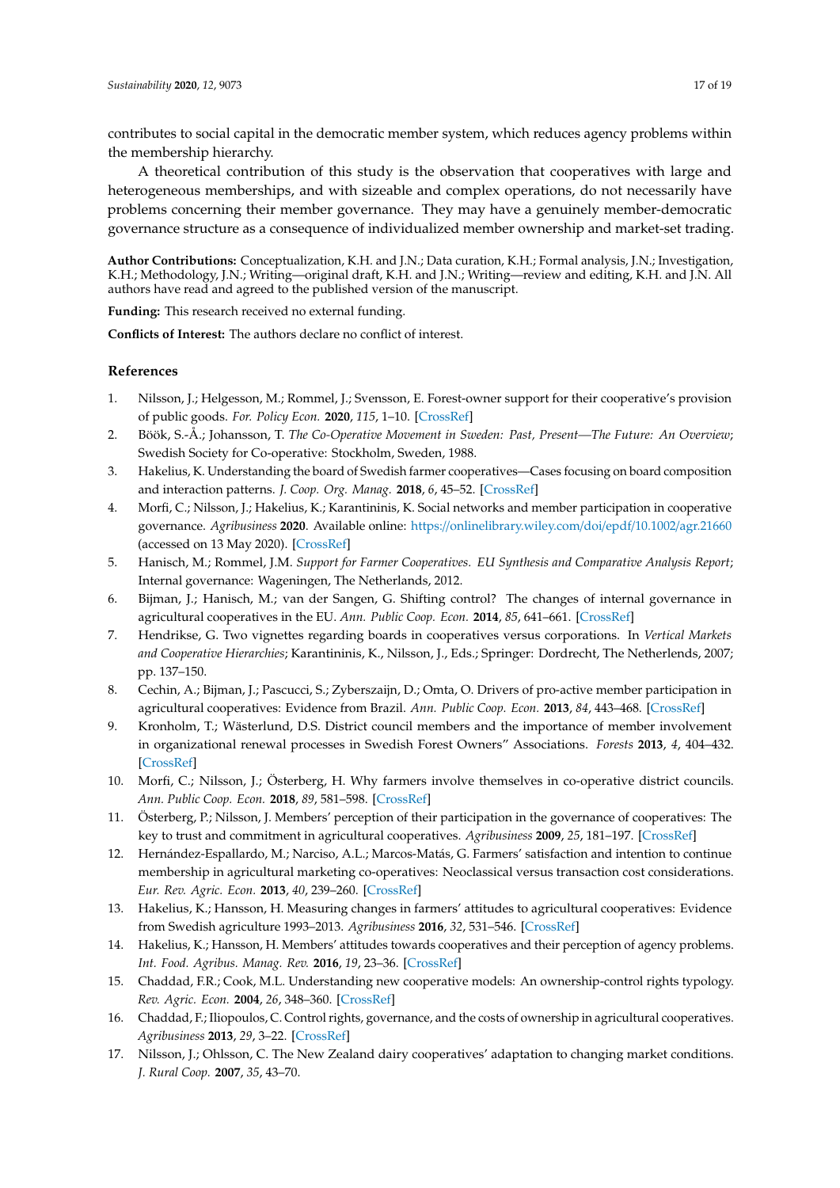contributes to social capital in the democratic member system, which reduces agency problems within the membership hierarchy.

A theoretical contribution of this study is the observation that cooperatives with large and heterogeneous memberships, and with sizeable and complex operations, do not necessarily have problems concerning their member governance. They may have a genuinely member-democratic governance structure as a consequence of individualized member ownership and market-set trading.

**Author Contributions:** Conceptualization, K.H. and J.N.; Data curation, K.H.; Formal analysis, J.N.; Investigation, K.H.; Methodology, J.N.; Writing—original draft, K.H. and J.N.; Writing—review and editing, K.H. and J.N. All authors have read and agreed to the published version of the manuscript.

**Funding:** This research received no external funding.

**Conflicts of Interest:** The authors declare no conflict of interest.

## References

1. Nilsson, J.; Helgesson, M.; Rommel, J.; Svensson, E. Forest-owner support for their cooperative's provision of public goods. *For. Policy Econ.* **2020**, *115*, 1–10. [CrossRef]
2. Böök, S.-Å.; Johansson, T. *The Co-Operative Movement in Sweden: Past, Present—The Future: An Overview*; Swedish Society for Co-operative: Stockholm, Sweden, 1988.
3. Hakelius, K. Understanding the board of Swedish farmer cooperatives—Cases focusing on board composition and interaction patterns. *J. Coop. Org. Manag.* **2018**, *6*, 45–52. [CrossRef]
4. Morfi, C.; Nilsson, J.; Hakelius, K.; Karantininis, K. Social networks and member participation in cooperative governance. *Agribusiness* **2020**. Available online: https://onlinelibrary.wiley.com/doi/epdf/10.1002/agr.21660 (accessed on 13 May 2020). [CrossRef]
5. Hanisch, M.; Rommel, J.M. *Support for Farmer Cooperatives. EU Synthesis and Comparative Analysis Report*; Internal governance: Wageningen, The Netherlands, 2012.
6. Bijman, J.; Hanisch, M.; van der Sangen, G. Shifting control? The changes of internal governance in agricultural cooperatives in the EU. *Ann. Public Coop. Econ.* **2014**, *85*, 641–661. [CrossRef]
7. Hendrikse, G. Two vignettes regarding boards in cooperatives versus corporations. In *Vertical Markets and Cooperative Hierarchies*; Karantininis, K., Nilsson, J., Eds.; Springer: Dordrecht, The Netherlends, 2007; pp. 137–150.
8. Cechin, A.; Bijman, J.; Pascucci, S.; Zyberszaijn, D.; Omta, O. Drivers of pro-active member participation in agricultural cooperatives: Evidence from Brazil. *Ann. Public Coop. Econ.* **2013**, *84*, 443–468. [CrossRef]
9. Kronholm, T.; Wästerlund, D.S. District council members and the importance of member involvement in organizational renewal processes in Swedish Forest Owners" Associations. *Forests* **2013**, *4*, 404–432. [CrossRef]
10. Morfi, C.; Nilsson, J.; Österberg, H. Why farmers involve themselves in co-operative district councils. *Ann. Public Coop. Econ.* **2018**, *89*, 581–598. [CrossRef]
11. Österberg, P.; Nilsson, J. Members' perception of their participation in the governance of cooperatives: The key to trust and commitment in agricultural cooperatives. *Agribusiness* **2009**, *25*, 181–197. [CrossRef]
12. Hernández-Espallardo, M.; Narciso, A.L.; Marcos-Matás, G. Farmers' satisfaction and intention to continue membership in agricultural marketing co-operatives: Neoclassical versus transaction cost considerations. *Eur. Rev. Agric. Econ.* **2013**, *40*, 239–260. [CrossRef]
13. Hakelius, K.; Hansson, H. Measuring changes in farmers' attitudes to agricultural cooperatives: Evidence from Swedish agriculture 1993–2013. *Agribusiness* **2016**, *32*, 531–546. [CrossRef]
14. Hakelius, K.; Hansson, H. Members' attitudes towards cooperatives and their perception of agency problems. *Int. Food. Agribus. Manag. Rev.* **2016**, *19*, 23–36. [CrossRef]
15. Chaddad, F.R.; Cook, M.L. Understanding new cooperative models: An ownership-control rights typology. *Rev. Agric. Econ.* **2004**, *26*, 348–360. [CrossRef]
16. Chaddad, F.; Iliopoulos, C. Control rights, governance, and the costs of ownership in agricultural cooperatives. *Agribusiness* **2013**, *29*, 3–22. [CrossRef]
17. Nilsson, J.; Ohlsson, C. The New Zealand dairy cooperatives' adaptation to changing market conditions. *J. Rural Coop.* **2007**, *35*, 43–70.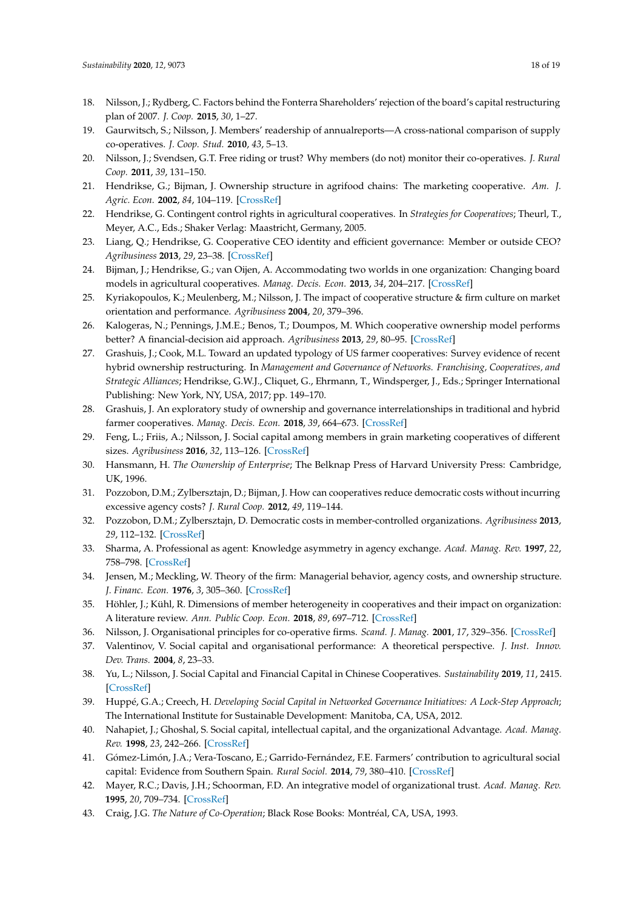18. Nilsson, J.; Rydberg, C. Factors behind the Fonterra Shareholders' rejection of the board's capital restructuring plan of 2007. *J. Coop.* **2015**, *30*, 1–27.
19. Gaurwitsch, S.; Nilsson, J. Members' readership of annualreports—A cross-national comparison of supply co-operatives. *J. Coop. Stud.* **2010**, *43*, 5–13.
20. Nilsson, J.; Svendsen, G.T. Free riding or trust? Why members (do not) monitor their co-operatives. *J. Rural Coop.* **2011**, *39*, 131–150.
21. Hendrikse, G.; Bijman, J. Ownership structure in agrifood chains: The marketing cooperative. *Am. J. Agric. Econ.* **2002**, *84*, 104–119. [CrossRef]
22. Hendrikse, G. Contingent control rights in agricultural cooperatives. In *Strategies for Cooperatives*; Theurl, T., Meyer, A.C., Eds.; Shaker Verlag: Maastricht, Germany, 2005.
23. Liang, Q.; Hendrikse, G. Cooperative CEO identity and efficient governance: Member or outside CEO? *Agribusiness* **2013**, *29*, 23–38. [CrossRef]
24. Bijman, J.; Hendrikse, G.; van Oijen, A. Accommodating two worlds in one organization: Changing board models in agricultural cooperatives. *Manag. Decis. Econ.* **2013**, *34*, 204–217. [CrossRef]
25. Kyriakopoulos, K.; Meulenberg, M.; Nilsson, J. The impact of cooperative structure & firm culture on market orientation and performance. *Agribusiness* **2004**, *20*, 379–396.
26. Kalogeras, N.; Pennings, J.M.E.; Benos, T.; Doumpos, M. Which cooperative ownership model performs better? A financial-decision aid approach. *Agribusiness* **2013**, *29*, 80–95. [CrossRef]
27. Grashuis, J.; Cook, M.L. Toward an updated typology of US farmer cooperatives: Survey evidence of recent hybrid ownership restructuring. In *Management and Governance of Networks. Franchising, Cooperatives, and Strategic Alliances*; Hendrikse, G.W.J., Cliquet, G., Ehrmann, T., Windsperger, J., Eds.; Springer International Publishing: New York, NY, USA, 2017; pp. 149–170.
28. Grashuis, J. An exploratory study of ownership and governance interrelationships in traditional and hybrid farmer cooperatives. *Manag. Decis. Econ.* **2018**, *39*, 664–673. [CrossRef]
29. Feng, L.; Friis, A.; Nilsson, J. Social capital among members in grain marketing cooperatives of different sizes. *Agribusiness* **2016**, *32*, 113–126. [CrossRef]
30. Hansmann, H. *The Ownership of Enterprise*; The Belknap Press of Harvard University Press: Cambridge, UK, 1996.
31. Pozzobon, D.M.; Zylbersztajn, D.; Bijman, J. How can cooperatives reduce democratic costs without incurring excessive agency costs? *J. Rural Coop.* **2012**, *49*, 119–144.
32. Pozzobon, D.M.; Zylbersztajn, D. Democratic costs in member-controlled organizations. *Agribusiness* **2013**, *29*, 112–132. [CrossRef]
33. Sharma, A. Professional as agent: Knowledge asymmetry in agency exchange. *Acad. Manag. Rev.* **1997**, *22*, 758–798. [CrossRef]
34. Jensen, M.; Meckling, W. Theory of the firm: Managerial behavior, agency costs, and ownership structure. *J. Financ. Econ.* **1976**, *3*, 305–360. [CrossRef]
35. Höhler, J.; Kühl, R. Dimensions of member heterogeneity in cooperatives and their impact on organization: A literature review. *Ann. Public Coop. Econ.* **2018**, *89*, 697–712. [CrossRef]
36. Nilsson, J. Organisational principles for co-operative firms. *Scand. J. Manag.* **2001**, *17*, 329–356. [CrossRef]
37. Valentinov, V. Social capital and organisational performance: A theoretical perspective. *J. Inst. Innov. Dev. Trans.* **2004**, *8*, 23–33.
38. Yu, L.; Nilsson, J. Social Capital and Financial Capital in Chinese Cooperatives. *Sustainability* **2019**, *11*, 2415. [CrossRef]
39. Huppé, G.A.; Creech, H. *Developing Social Capital in Networked Governance Initiatives: A Lock-Step Approach*; The International Institute for Sustainable Development: Manitoba, CA, USA, 2012.
40. Nahapiet, J.; Ghoshal, S. Social capital, intellectual capital, and the organizational Advantage. *Acad. Manag. Rev.* **1998**, *23*, 242–266. [CrossRef]
41. Gómez-Limón, J.A.; Vera-Toscano, E.; Garrido-Fernández, F.E. Farmers' contribution to agricultural social capital: Evidence from Southern Spain. *Rural Sociol.* **2014**, *79*, 380–410. [CrossRef]
42. Mayer, R.C.; Davis, J.H.; Schoorman, F.D. An integrative model of organizational trust. *Acad. Manag. Rev.* **1995**, *20*, 709–734. [CrossRef]
43. Craig, J.G. *The Nature of Co-Operation*; Black Rose Books: Montréal, CA, USA, 1993.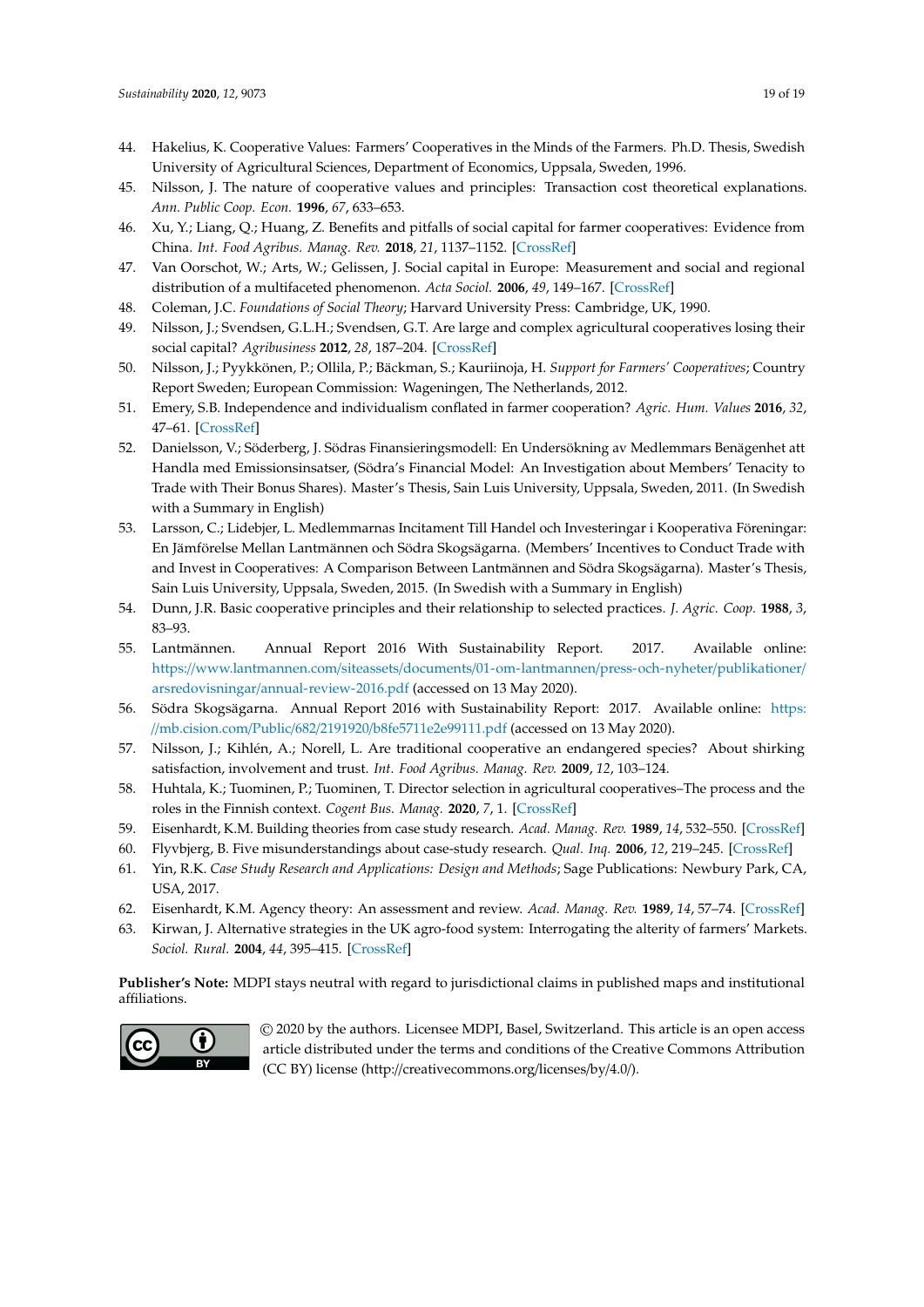44. Hakelius, K. Cooperative Values: Farmers' Cooperatives in the Minds of the Farmers. Ph.D. Thesis, Swedish University of Agricultural Sciences, Department of Economics, Uppsala, Sweden, 1996.
45. Nilsson, J. The nature of cooperative values and principles: Transaction cost theoretical explanations. *Ann. Public Coop. Econ.* **1996**, *67*, 633–653.
46. Xu, Y.; Liang, Q.; Huang, Z. Benefits and pitfalls of social capital for farmer cooperatives: Evidence from China. *Int. Food Agribus. Manag. Rev.* **2018**, *21*, 1137–1152. [CrossRef]
47. Van Oorschot, W.; Arts, W.; Gelissen, J. Social capital in Europe: Measurement and social and regional distribution of a multifaceted phenomenon. *Acta Sociol.* **2006**, *49*, 149–167. [CrossRef]
48. Coleman, J.C. *Foundations of Social Theory*; Harvard University Press: Cambridge, UK, 1990.
49. Nilsson, J.; Svendsen, G.L.H.; Svendsen, G.T. Are large and complex agricultural cooperatives losing their social capital? *Agribusiness* **2012**, *28*, 187–204. [CrossRef]
50. Nilsson, J.; Pyykkönen, P.; Ollila, P.; Bäckman, S.; Kauriinoja, H. *Support for Farmers' Cooperatives*; Country Report Sweden; European Commission: Wageningen, The Netherlands, 2012.
51. Emery, S.B. Independence and individualism conflated in farmer cooperation? *Agric. Hum. Values* **2016**, *32*, 47–61. [CrossRef]
52. Danielsson, V.; Söderberg, J. Södras Finansieringsmodell: En Undersökning av Medlemmars Benägenhet att Handla med Emissionsinsatser, (Södra's Financial Model: An Investigation about Members' Tenacity to Trade with Their Bonus Shares). Master's Thesis, Sain Luis University, Uppsala, Sweden, 2011. (In Swedish with a Summary in English)
53. Larsson, C.; Lidebjer, L. Medlemmarnas Incitament Till Handel och Investeringar i Kooperativa Föreningar: En Jämförelse Mellan Lantmännen och Södra Skogsägarna. (Members' Incentives to Conduct Trade with and Invest in Cooperatives: A Comparison Between Lantmännen and Södra Skogsägarna). Master's Thesis, Sain Luis University, Uppsala, Sweden, 2015. (In Swedish with a Summary in English)
54. Dunn, J.R. Basic cooperative principles and their relationship to selected practices. *J. Agric. Coop.* **1988**, *3*, 83–93.
55. Lantmännen. Annual Report 2016 With Sustainability Report. 2017. Available online: https://www.lantmannen.com/siteassets/documents/01-om-lantmannen/press-och-nyheter/publikationer/arsredovisningar/annual-review-2016.pdf (accessed on 13 May 2020).
56. Södra Skogsägarna. Annual Report 2016 with Sustainability Report: 2017. Available online: https://mb.cision.com/Public/682/2191920/b8fe5711e2e99111.pdf (accessed on 13 May 2020).
57. Nilsson, J.; Kihlén, A.; Norell, L. Are traditional cooperative an endangered species? About shirking satisfaction, involvement and trust. *Int. Food Agribus. Manag. Rev.* **2009**, *12*, 103–124.
58. Huhtala, K.; Tuominen, P.; Tuominen, T. Director selection in agricultural cooperatives–The process and the roles in the Finnish context. *Cogent Bus. Manag.* **2020**, *7*, 1. [CrossRef]
59. Eisenhardt, K.M. Building theories from case study research. *Acad. Manag. Rev.* **1989**, *14*, 532–550. [CrossRef]
60. Flyvbjerg, B. Five misunderstandings about case-study research. *Qual. Inq.* **2006**, *12*, 219–245. [CrossRef]
61. Yin, R.K. *Case Study Research and Applications: Design and Methods*; Sage Publications: Newbury Park, CA, USA, 2017.
62. Eisenhardt, K.M. Agency theory: An assessment and review. *Acad. Manag. Rev.* **1989**, *14*, 57–74. [CrossRef]
63. Kirwan, J. Alternative strategies in the UK agro-food system: Interrogating the alterity of farmers' Markets. *Sociol. Rural.* **2004**, *44*, 395–415. [CrossRef]

**Publisher's Note:** MDPI stays neutral with regard to jurisdictional claims in published maps and institutional affiliations.

© 2020 by the authors. Licensee MDPI, Basel, Switzerland. This article is an open access article distributed under the terms and conditions of the Creative Commons Attribution (CC BY) license (http://creativecommons.org/licenses/by/4.0/).